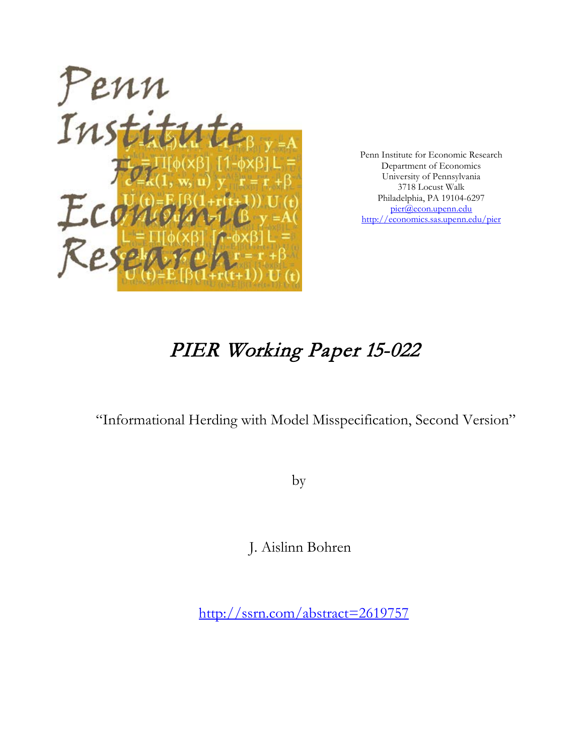Penn Institute for Economic Research
Department of Economics
University of Pennsylvania
3718 Locust Walk
Philadelphia, PA 19104-6297
pier@econ.upenn.edu
http://economics.sas.upenn.edu/pier

# *PIER Working Paper 15-022*

"Informational Herding with Model Misspecification, Second Version"

by

J. Aislinn Bohren

http://ssrn.com/abstract=2619757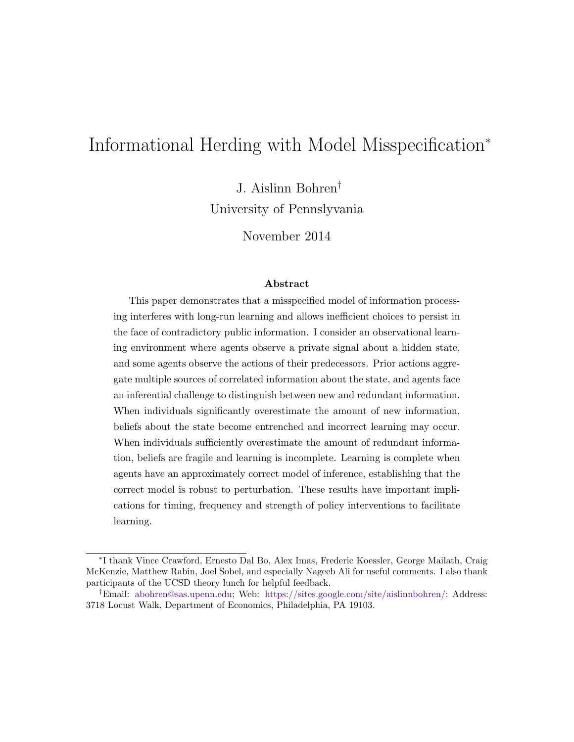# Informational Herding with Model Misspecification*

J. Aislinn Bohren†

University of Pennslyvania

November 2014

**Abstract**

This paper demonstrates that a misspecified model of information processing interferes with long-run learning and allows inefficient choices to persist in the face of contradictory public information. I consider an observational learning environment where agents observe a private signal about a hidden state, and some agents observe the actions of their predecessors. Prior actions aggregate multiple sources of correlated information about the state, and agents face an inferential challenge to distinguish between new and redundant information. When individuals significantly overestimate the amount of new information, beliefs about the state become entrenched and incorrect learning may occur. When individuals sufficiently overestimate the amount of redundant information, beliefs are fragile and learning is incomplete. Learning is complete when agents have an approximately correct model of inference, establishing that the correct model is robust to perturbation. These results have important implications for timing, frequency and strength of policy interventions to facilitate learning.

---

*I thank Vince Crawford, Ernesto Dal Bo, Alex Imas, Frederic Koessler, George Mailath, Craig McKenzie, Matthew Rabin, Joel Sobel, and especially Nageeb Ali for useful comments. I also thank participants of the UCSD theory lunch for helpful feedback.

†Email: abohren@sas.upenn.edu; Web: https://sites.google.com/site/aislinnbohren/; Address: 3718 Locust Walk, Department of Economics, Philadelphia, PA 19103.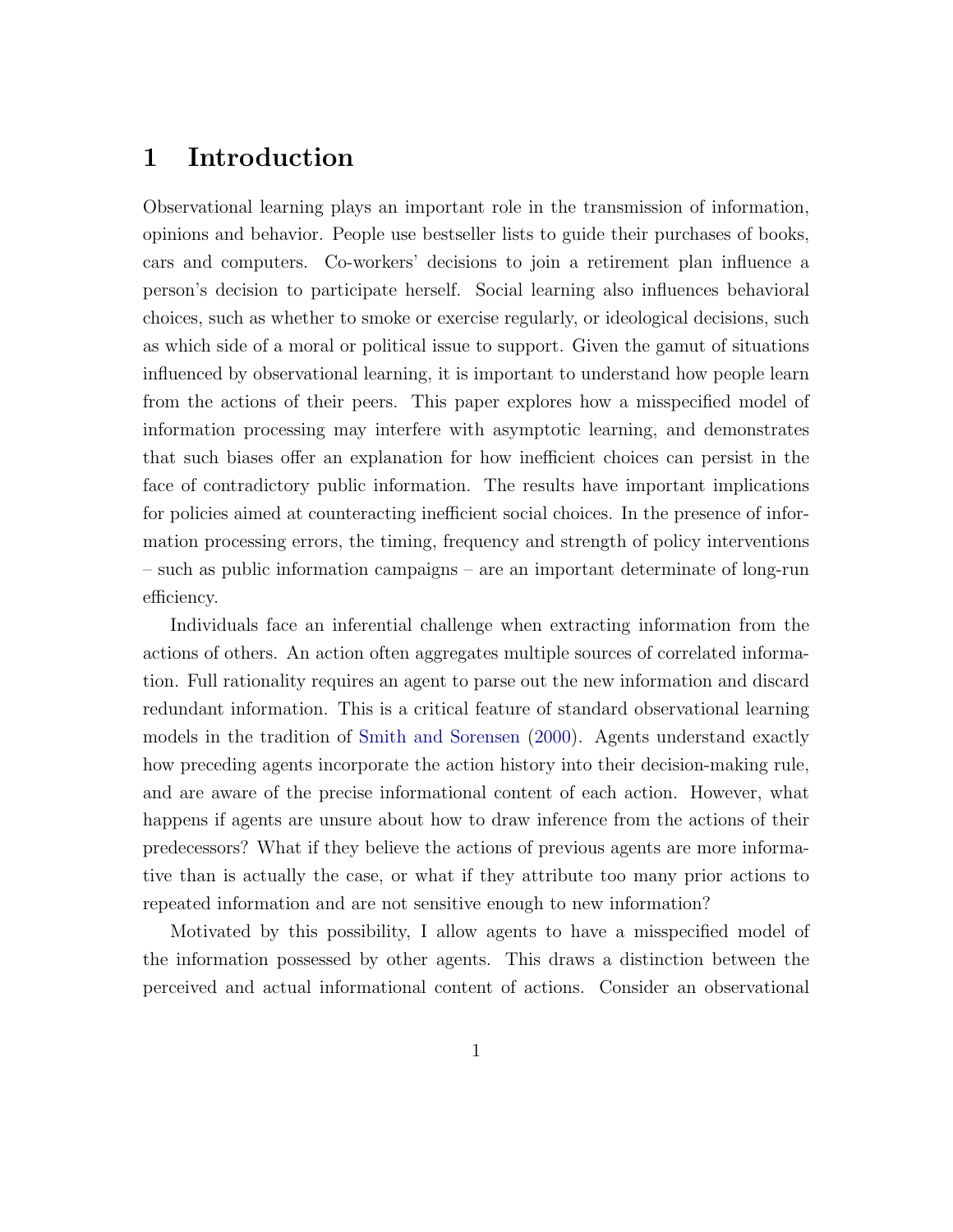# 1 Introduction

Observational learning plays an important role in the transmission of information, opinions and behavior. People use bestseller lists to guide their purchases of books, cars and computers. Co-workers' decisions to join a retirement plan influence a person's decision to participate herself. Social learning also influences behavioral choices, such as whether to smoke or exercise regularly, or ideological decisions, such as which side of a moral or political issue to support. Given the gamut of situations influenced by observational learning, it is important to understand how people learn from the actions of their peers. This paper explores how a misspecified model of information processing may interfere with asymptotic learning, and demonstrates that such biases offer an explanation for how inefficient choices can persist in the face of contradictory public information. The results have important implications for policies aimed at counteracting inefficient social choices. In the presence of information processing errors, the timing, frequency and strength of policy interventions – such as public information campaigns – are an important determinate of long-run efficiency.

Individuals face an inferential challenge when extracting information from the actions of others. An action often aggregates multiple sources of correlated information. Full rationality requires an agent to parse out the new information and discard redundant information. This is a critical feature of standard observational learning models in the tradition of Smith and Sorensen (2000). Agents understand exactly how preceding agents incorporate the action history into their decision-making rule, and are aware of the precise informational content of each action. However, what happens if agents are unsure about how to draw inference from the actions of their predecessors? What if they believe the actions of previous agents are more informative than is actually the case, or what if they attribute too many prior actions to repeated information and are not sensitive enough to new information?

Motivated by this possibility, I allow agents to have a misspecified model of the information possessed by other agents. This draws a distinction between the perceived and actual informational content of actions. Consider an observational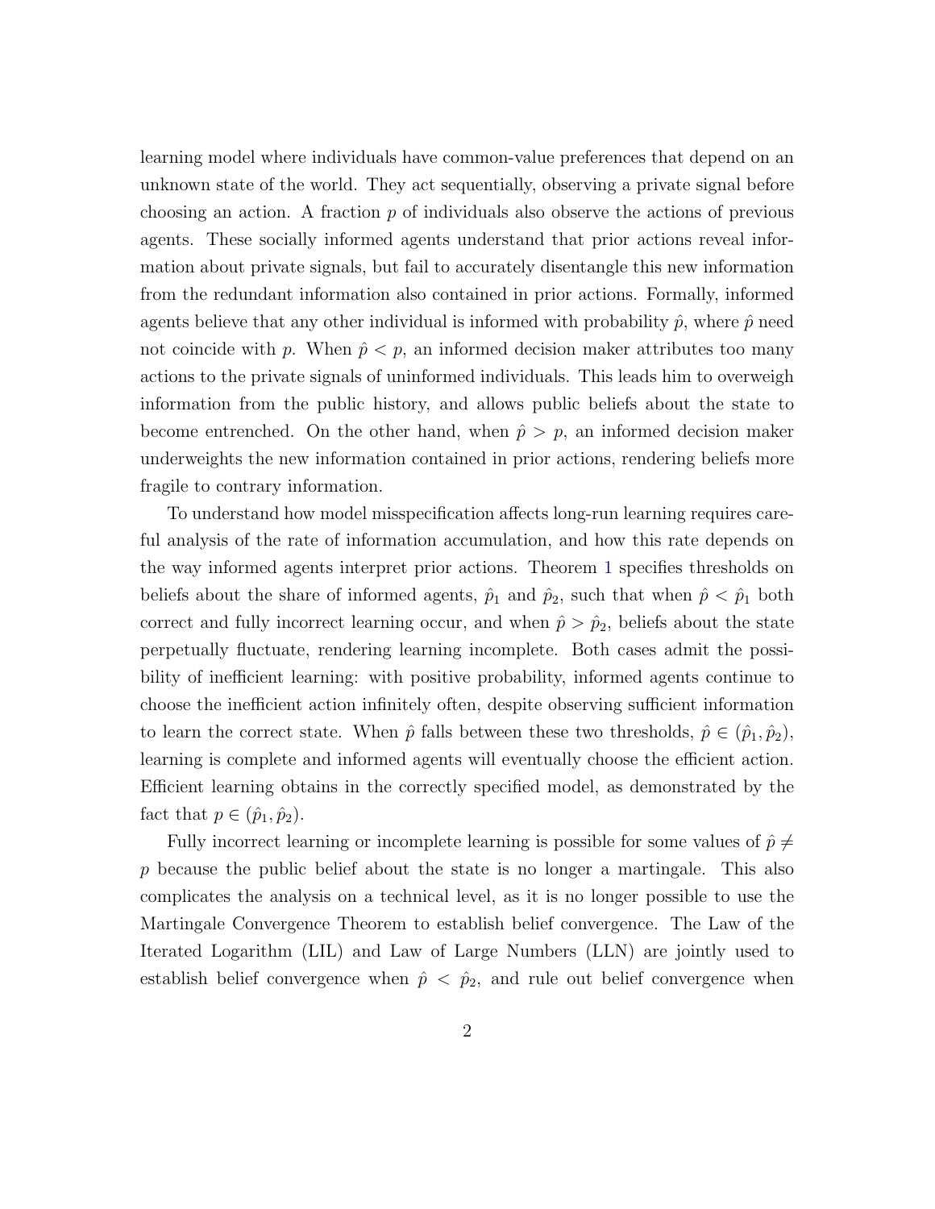learning model where individuals have common-value preferences that depend on an unknown state of the world. They act sequentially, observing a private signal before choosing an action. A fraction $p$ of individuals also observe the actions of previous agents. These socially informed agents understand that prior actions reveal information about private signals, but fail to accurately disentangle this new information from the redundant information also contained in prior actions. Formally, informed agents believe that any other individual is informed with probability $\hat{p}$, where $\hat{p}$ need not coincide with $p$. When $\hat{p} < p$, an informed decision maker attributes too many actions to the private signals of uninformed individuals. This leads him to overweigh information from the public history, and allows public beliefs about the state to become entrenched. On the other hand, when $\hat{p} > p$, an informed decision maker underweights the new information contained in prior actions, rendering beliefs more fragile to contrary information.

To understand how model misspecification affects long-run learning requires careful analysis of the rate of information accumulation, and how this rate depends on the way informed agents interpret prior actions. Theorem 1 specifies thresholds on beliefs about the share of informed agents, $\hat{p}_1$ and $\hat{p}_2$, such that when $\hat{p} < \hat{p}_1$ both correct and fully incorrect learning occur, and when $\hat{p} > \hat{p}_2$, beliefs about the state perpetually fluctuate, rendering learning incomplete. Both cases admit the possibility of inefficient learning: with positive probability, informed agents continue to choose the inefficient action infinitely often, despite observing sufficient information to learn the correct state. When $\hat{p}$ falls between these two thresholds, $\hat{p} \in (\hat{p}_1, \hat{p}_2)$, learning is complete and informed agents will eventually choose the efficient action. Efficient learning obtains in the correctly specified model, as demonstrated by the fact that $p \in (\hat{p}_1, \hat{p}_2)$.

Fully incorrect learning or incomplete learning is possible for some values of $\hat{p} \neq p$ because the public belief about the state is no longer a martingale. This also complicates the analysis on a technical level, as it is no longer possible to use the Martingale Convergence Theorem to establish belief convergence. The Law of the Iterated Logarithm (LIL) and Law of Large Numbers (LLN) are jointly used to establish belief convergence when $\hat{p} < \hat{p}_2$, and rule out belief convergence when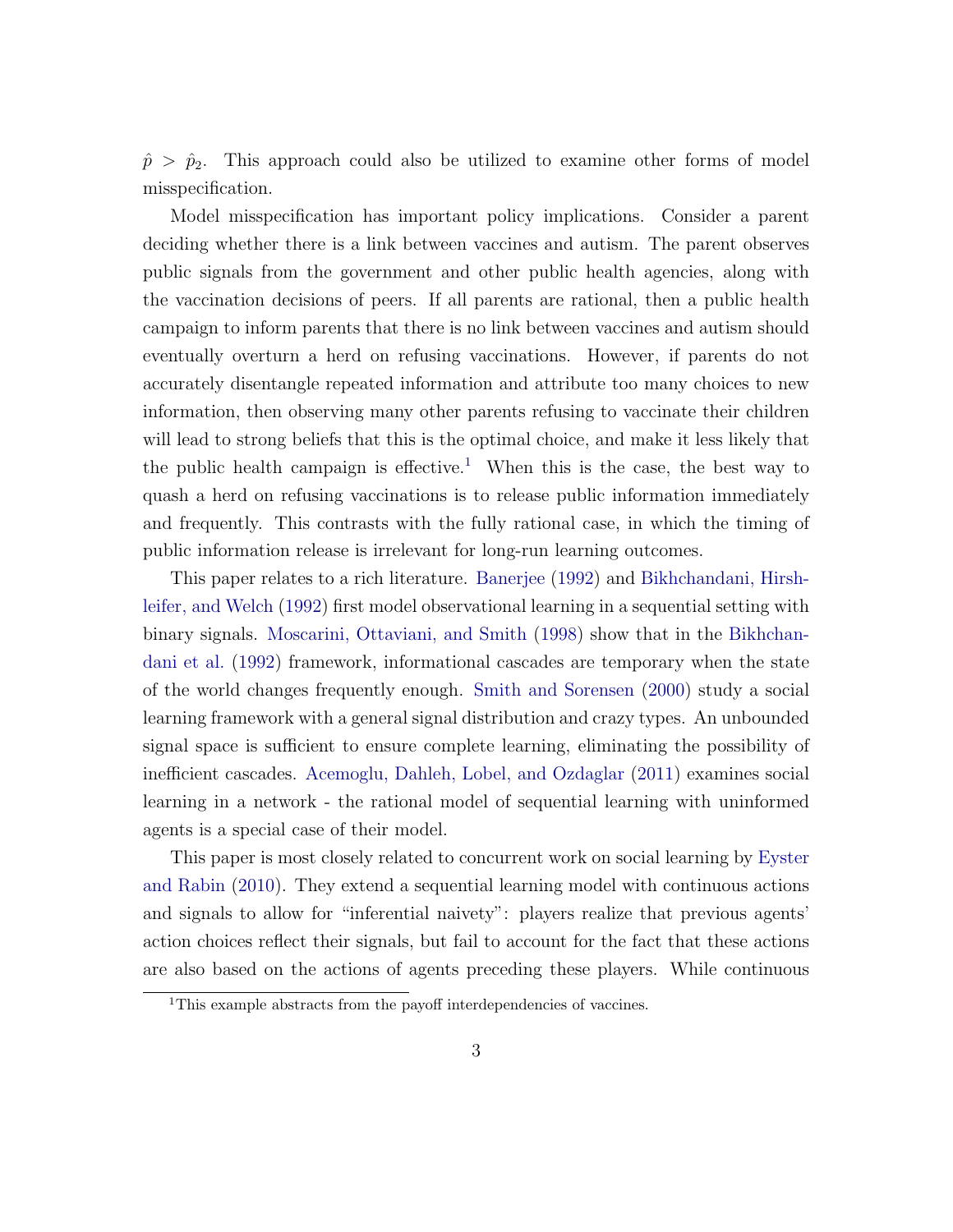$\hat{p} > \hat{p}_2$. This approach could also be utilized to examine other forms of model misspecification.

Model misspecification has important policy implications. Consider a parent deciding whether there is a link between vaccines and autism. The parent observes public signals from the government and other public health agencies, along with the vaccination decisions of peers. If all parents are rational, then a public health campaign to inform parents that there is no link between vaccines and autism should eventually overturn a herd on refusing vaccinations. However, if parents do not accurately disentangle repeated information and attribute too many choices to new information, then observing many other parents refusing to vaccinate their children will lead to strong beliefs that this is the optimal choice, and make it less likely that the public health campaign is effective.[1] When this is the case, the best way to quash a herd on refusing vaccinations is to release public information immediately and frequently. This contrasts with the fully rational case, in which the timing of public information release is irrelevant for long-run learning outcomes.

This paper relates to a rich literature. Banerjee (1992) and Bikhchandani, Hirshleifer, and Welch (1992) first model observational learning in a sequential setting with binary signals. Moscarini, Ottaviani, and Smith (1998) show that in the Bikhchandani et al. (1992) framework, informational cascades are temporary when the state of the world changes frequently enough. Smith and Sorensen (2000) study a social learning framework with a general signal distribution and crazy types. An unbounded signal space is sufficient to ensure complete learning, eliminating the possibility of inefficient cascades. Acemoglu, Dahleh, Lobel, and Ozdaglar (2011) examines social learning in a network - the rational model of sequential learning with uninformed agents is a special case of their model.

This paper is most closely related to concurrent work on social learning by Eyster and Rabin (2010). They extend a sequential learning model with continuous actions and signals to allow for "inferential naivety": players realize that previous agents' action choices reflect their signals, but fail to account for the fact that these actions are also based on the actions of agents preceding these players. While continuous

[1] This example abstracts from the payoff interdependencies of vaccines.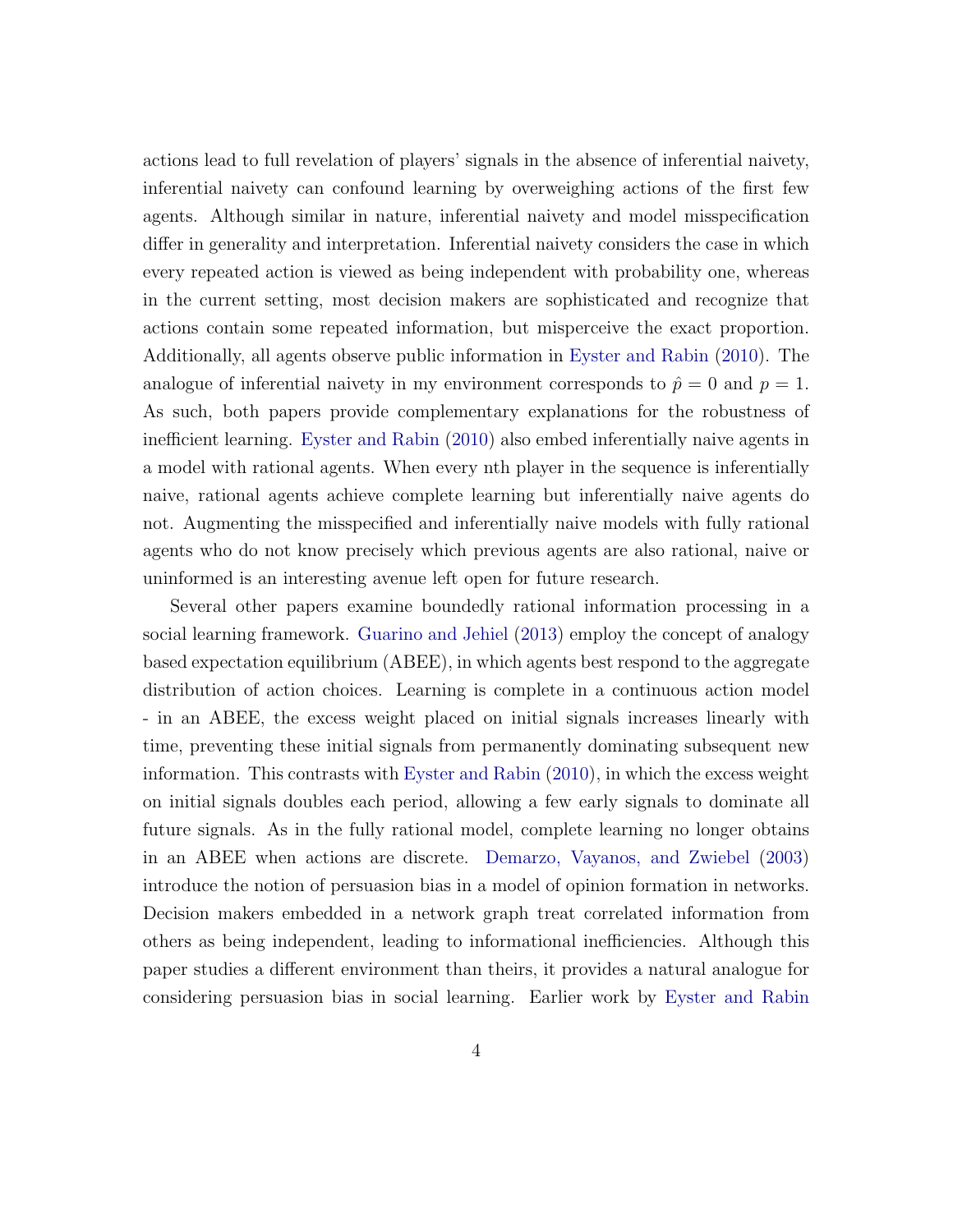actions lead to full revelation of players' signals in the absence of inferential naivety, inferential naivety can confound learning by overweighing actions of the first few agents. Although similar in nature, inferential naivety and model misspecification differ in generality and interpretation. Inferential naivety considers the case in which every repeated action is viewed as being independent with probability one, whereas in the current setting, most decision makers are sophisticated and recognize that actions contain some repeated information, but misperceive the exact proportion. Additionally, all agents observe public information in Eyster and Rabin (2010). The analogue of inferential naivety in my environment corresponds to $\hat{p} = 0$ and $p = 1$. As such, both papers provide complementary explanations for the robustness of inefficient learning. Eyster and Rabin (2010) also embed inferentially naive agents in a model with rational agents. When every nth player in the sequence is inferentially naive, rational agents achieve complete learning but inferentially naive agents do not. Augmenting the misspecified and inferentially naive models with fully rational agents who do not know precisely which previous agents are also rational, naive or uninformed is an interesting avenue left open for future research.

Several other papers examine boundedly rational information processing in a social learning framework. Guarino and Jehiel (2013) employ the concept of analogy based expectation equilibrium (ABEE), in which agents best respond to the aggregate distribution of action choices. Learning is complete in a continuous action model - in an ABEE, the excess weight placed on initial signals increases linearly with time, preventing these initial signals from permanently dominating subsequent new information. This contrasts with Eyster and Rabin (2010), in which the excess weight on initial signals doubles each period, allowing a few early signals to dominate all future signals. As in the fully rational model, complete learning no longer obtains in an ABEE when actions are discrete. Demarzo, Vayanos, and Zwiebel (2003) introduce the notion of persuasion bias in a model of opinion formation in networks. Decision makers embedded in a network graph treat correlated information from others as being independent, leading to informational inefficiencies. Although this paper studies a different environment than theirs, it provides a natural analogue for considering persuasion bias in social learning. Earlier work by Eyster and Rabin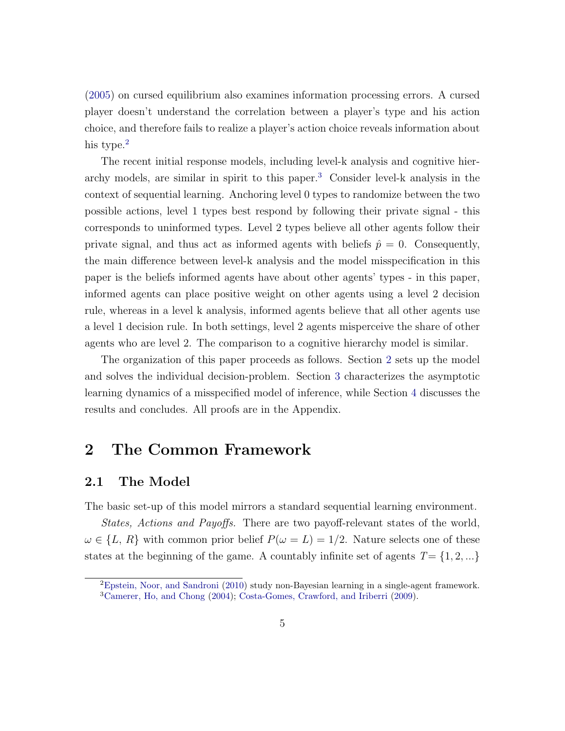(2005) on cursed equilibrium also examines information processing errors. A cursed player doesn't understand the correlation between a player's type and his action choice, and therefore fails to realize a player's action choice reveals information about his type.[2]

The recent initial response models, including level-k analysis and cognitive hierarchy models, are similar in spirit to this paper.[3] Consider level-k analysis in the context of sequential learning. Anchoring level 0 types to randomize between the two possible actions, level 1 types best respond by following their private signal - this corresponds to uninformed types. Level 2 types believe all other agents follow their private signal, and thus act as informed agents with beliefs $\hat{p} = 0$. Consequently, the main difference between level-k analysis and the model misspecification in this paper is the beliefs informed agents have about other agents' types - in this paper, informed agents can place positive weight on other agents using a level 2 decision rule, whereas in a level k analysis, informed agents believe that all other agents use a level 1 decision rule. In both settings, level 2 agents misperceive the share of other agents who are level 2. The comparison to a cognitive hierarchy model is similar.

The organization of this paper proceeds as follows. Section 2 sets up the model and solves the individual decision-problem. Section 3 characterizes the asymptotic learning dynamics of a misspecified model of inference, while Section 4 discusses the results and concludes. All proofs are in the Appendix.

# 2 The Common Framework

## 2.1 The Model

The basic set-up of this model mirrors a standard sequential learning environment.

*States, Actions and Payoffs.* There are two payoff-relevant states of the world, $\omega \in \{L, R\}$ with common prior belief $P(\omega = L) = 1/2$. Nature selects one of these states at the beginning of the game. A countably infinite set of agents $T = \{1, 2, ...\}$

[2] Epstein, Noor, and Sandroni (2010) study non-Bayesian learning in a single-agent framework.

[3] Camerer, Ho, and Chong (2004); Costa-Gomes, Crawford, and Iriberri (2009).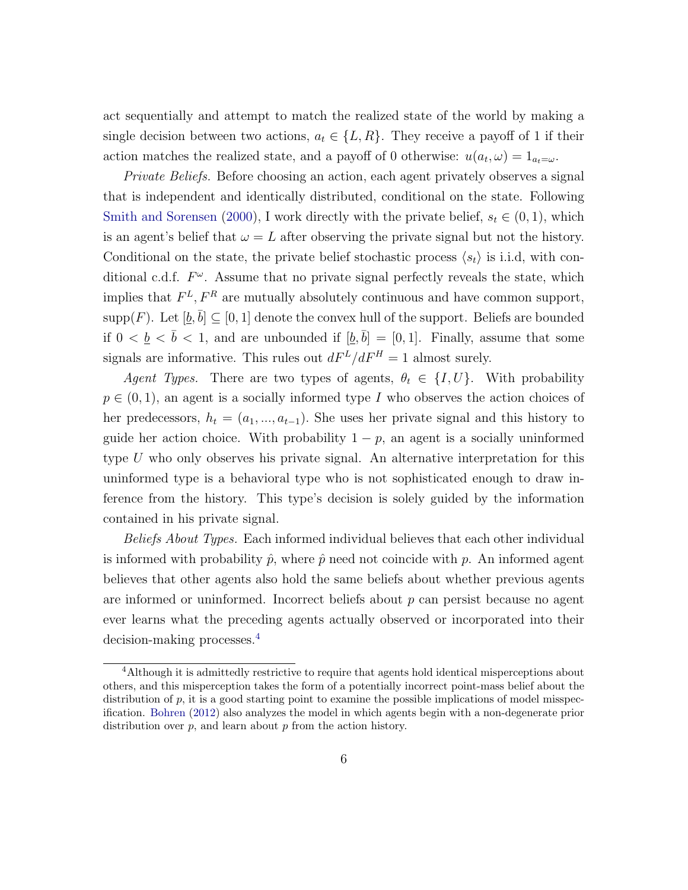act sequentially and attempt to match the realized state of the world by making a single decision between two actions, $a_t \in \{L, R\}$. They receive a payoff of 1 if their action matches the realized state, and a payoff of 0 otherwise: $u(a_t, \omega) = 1_{a_t = \omega}$.

*Private Beliefs.* Before choosing an action, each agent privately observes a signal that is independent and identically distributed, conditional on the state. Following Smith and Sorensen (2000), I work directly with the private belief, $s_t \in (0, 1)$, which is an agent's belief that $\omega = L$ after observing the private signal but not the history. Conditional on the state, the private belief stochastic process $\langle s_t \rangle$ is i.i.d, with conditional c.d.f. $F^\omega$. Assume that no private signal perfectly reveals the state, which implies that $F^L, F^R$ are mutually absolutely continuous and have common support, $\text{supp}(F)$. Let $[\underline{b}, \bar{b}] \subseteq [0, 1]$ denote the convex hull of the support. Beliefs are bounded if $0 < \underline{b} < \bar{b} < 1$, and are unbounded if $[\underline{b}, \bar{b}] = [0, 1]$. Finally, assume that some signals are informative. This rules out $dF^L/dF^H = 1$ almost surely.

*Agent Types.* There are two types of agents, $\theta_t \in \{I, U\}$. With probability $p \in (0, 1)$, an agent is a socially informed type $I$ who observes the action choices of her predecessors, $h_t = (a_1, ..., a_{t-1})$. She uses her private signal and this history to guide her action choice. With probability $1 - p$, an agent is a socially uninformed type $U$ who only observes his private signal. An alternative interpretation for this uninformed type is a behavioral type who is not sophisticated enough to draw inference from the history. This type's decision is solely guided by the information contained in his private signal.

*Beliefs About Types.* Each informed individual believes that each other individual is informed with probability $\hat{p}$, where $\hat{p}$ need not coincide with $p$. An informed agent believes that other agents also hold the same beliefs about whether previous agents are informed or uninformed. Incorrect beliefs about $p$ can persist because no agent ever learns what the preceding agents actually observed or incorporated into their decision-making processes.[4]

[4] Although it is admittedly restrictive to require that agents hold identical misperceptions about others, and this misperception takes the form of a potentially incorrect point-mass belief about the distribution of $p$, it is a good starting point to examine the possible implications of model misspecification. Bohren (2012) also analyzes the model in which agents begin with a non-degenerate prior distribution over $p$, and learn about $p$ from the action history.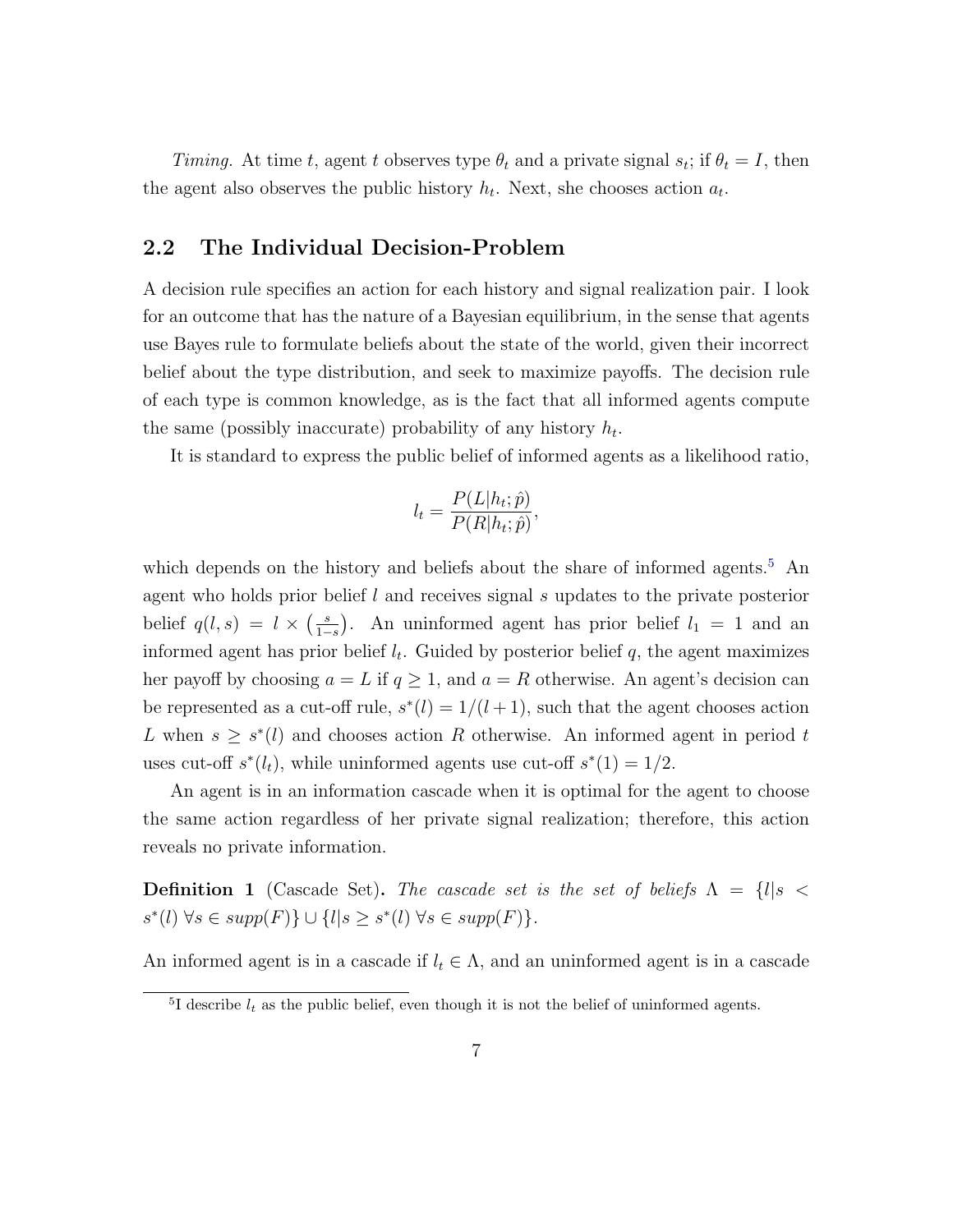*Timing.* At time $t$, agent $t$ observes type $\theta_t$ and a private signal $s_t$; if $\theta_t = I$, then the agent also observes the public history $h_t$. Next, she chooses action $a_t$.

## 2.2 The Individual Decision-Problem

A decision rule specifies an action for each history and signal realization pair. I look for an outcome that has the nature of a Bayesian equilibrium, in the sense that agents use Bayes rule to formulate beliefs about the state of the world, given their incorrect belief about the type distribution, and seek to maximize payoffs. The decision rule of each type is common knowledge, as is the fact that all informed agents compute the same (possibly inaccurate) probability of any history $h_t$.

It is standard to express the public belief of informed agents as a likelihood ratio,

$$l_t = \frac{P(L|h_t;\hat{p})}{P(R|h_t;\hat{p})},$$

which depends on the history and beliefs about the share of informed agents.[5] An agent who holds prior belief $l$ and receives signal $s$ updates to the private posterior belief $q(l, s) = l \times \left(\frac{s}{1-s}\right)$. An uninformed agent has prior belief $l_1 = 1$ and an informed agent has prior belief $l_t$. Guided by posterior belief $q$, the agent maximizes her payoff by choosing $a = L$ if $q \geq 1$, and $a = R$ otherwise. An agent's decision can be represented as a cut-off rule, $s^*(l) = 1/(l+1)$, such that the agent chooses action $L$ when $s \geq s^*(l)$ and chooses action $R$ otherwise. An informed agent in period $t$ uses cut-off $s^*(l_t)$, while uninformed agents use cut-off $s^*(1) = 1/2$.

An agent is in an information cascade when it is optimal for the agent to choose the same action regardless of her private signal realization; therefore, this action reveals no private information.

**Definition 1** (Cascade Set)**.** *The cascade set is the set of beliefs* $\Lambda = \{l | s < s^*(l)\ \forall s \in supp(F)\} \cup \{l | s \geq s^*(l)\ \forall s \in supp(F)\}$.

An informed agent is in a cascade if $l_t \in \Lambda$, and an uninformed agent is in a cascade

[5] I describe $l_t$ as the public belief, even though it is not the belief of uninformed agents.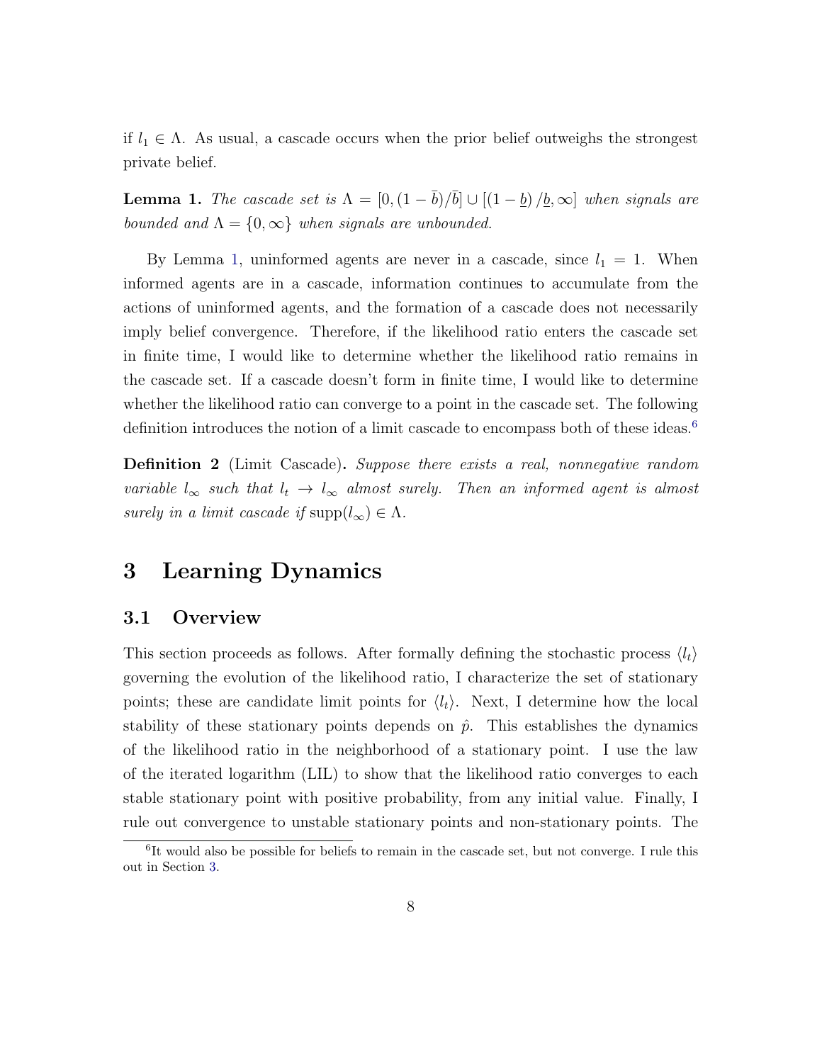if $l_1 \in \Lambda$. As usual, a cascade occurs when the prior belief outweighs the strongest private belief.

**Lemma 1.** *The cascade set is $\Lambda = [0, (1-\bar{b})/\bar{b}] \cup [(1-\underline{b})/\underline{b}, \infty]$ when signals are bounded and $\Lambda = \{0, \infty\}$ when signals are unbounded.*

By Lemma 1, uninformed agents are never in a cascade, since $l_1 = 1$. When informed agents are in a cascade, information continues to accumulate from the actions of uninformed agents, and the formation of a cascade does not necessarily imply belief convergence. Therefore, if the likelihood ratio enters the cascade set in finite time, I would like to determine whether the likelihood ratio remains in the cascade set. If a cascade doesn't form in finite time, I would like to determine whether the likelihood ratio can converge to a point in the cascade set. The following definition introduces the notion of a limit cascade to encompass both of these ideas.[6]

**Definition 2** (Limit Cascade)**.** *Suppose there exists a real, nonnegative random variable $l_\infty$ such that $l_t \to l_\infty$ almost surely. Then an informed agent is almost surely in a limit cascade if* $\text{supp}(l_\infty) \in \Lambda$.

# 3 Learning Dynamics

## 3.1 Overview

This section proceeds as follows. After formally defining the stochastic process $\langle l_t \rangle$ governing the evolution of the likelihood ratio, I characterize the set of stationary points; these are candidate limit points for $\langle l_t \rangle$. Next, I determine how the local stability of these stationary points depends on $\hat{p}$. This establishes the dynamics of the likelihood ratio in the neighborhood of a stationary point. I use the law of the iterated logarithm (LIL) to show that the likelihood ratio converges to each stable stationary point with positive probability, from any initial value. Finally, I rule out convergence to unstable stationary points and non-stationary points. The

[6] It would also be possible for beliefs to remain in the cascade set, but not converge. I rule this out in Section 3.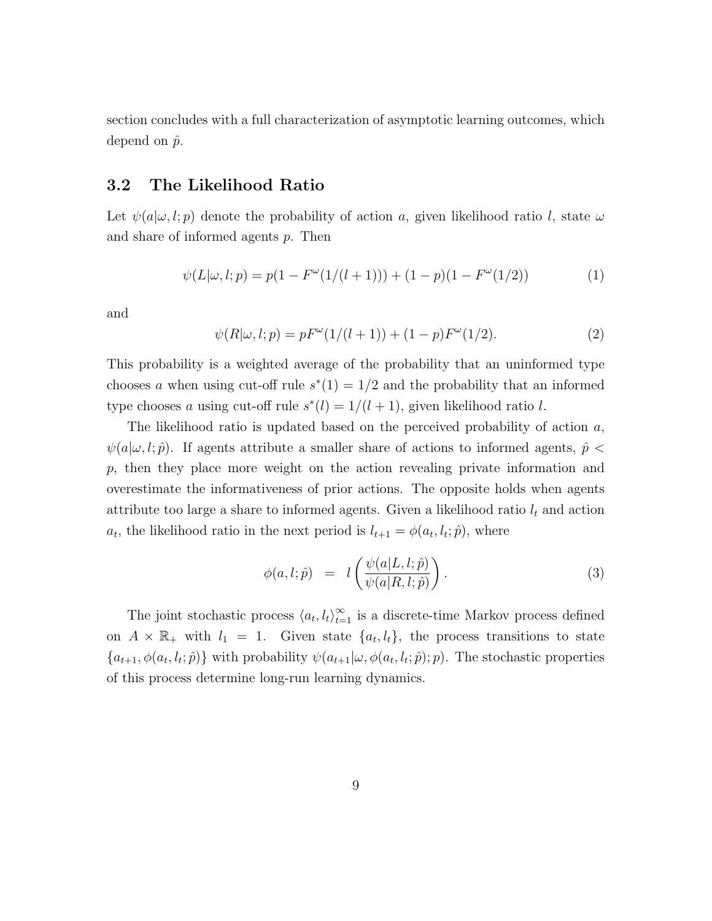section concludes with a full characterization of asymptotic learning outcomes, which depend on $\hat{p}$.

## 3.2 The Likelihood Ratio

Let $\psi(a|\omega, l; p)$ denote the probability of action $a$, given likelihood ratio $l$, state $\omega$ and share of informed agents $p$. Then

$$\psi(L|\omega, l; p) = p(1 - F^{\omega}(1/(l+1))) + (1-p)(1 - F^{\omega}(1/2)) \tag{1}$$

and

$$\psi(R|\omega, l; p) = pF^{\omega}(1/(l+1)) + (1-p)F^{\omega}(1/2). \tag{2}$$

This probability is a weighted average of the probability that an uninformed type chooses $a$ when using cut-off rule $s^*(1) = 1/2$ and the probability that an informed type chooses $a$ using cut-off rule $s^*(l) = 1/(l+1)$, given likelihood ratio $l$.

The likelihood ratio is updated based on the perceived probability of action $a$, $\psi(a|\omega, l; \hat{p})$. If agents attribute a smaller share of actions to informed agents, $\hat{p} < p$, then they place more weight on the action revealing private information and overestimate the informativeness of prior actions. The opposite holds when agents attribute too large a share to informed agents. Given a likelihood ratio $l_t$ and action $a_t$, the likelihood ratio in the next period is $l_{t+1} = \phi(a_t, l_t; \hat{p})$, where

$$\phi(a, l; \hat{p}) \;\; = \;\; l\left(\frac{\psi(a|L, l; \hat{p})}{\psi(a|R, l; \hat{p})}\right). \tag{3}$$

The joint stochastic process $\langle a_t, l_t \rangle_{t=1}^{\infty}$ is a discrete-time Markov process defined on $A \times \mathbb{R}_+$ with $l_1 = 1$. Given state $\{a_t, l_t\}$, the process transitions to state $\{a_{t+1}, \phi(a_t, l_t; \hat{p})\}$ with probability $\psi(a_{t+1}|\omega, \phi(a_t, l_t; \hat{p}); p)$. The stochastic properties of this process determine long-run learning dynamics.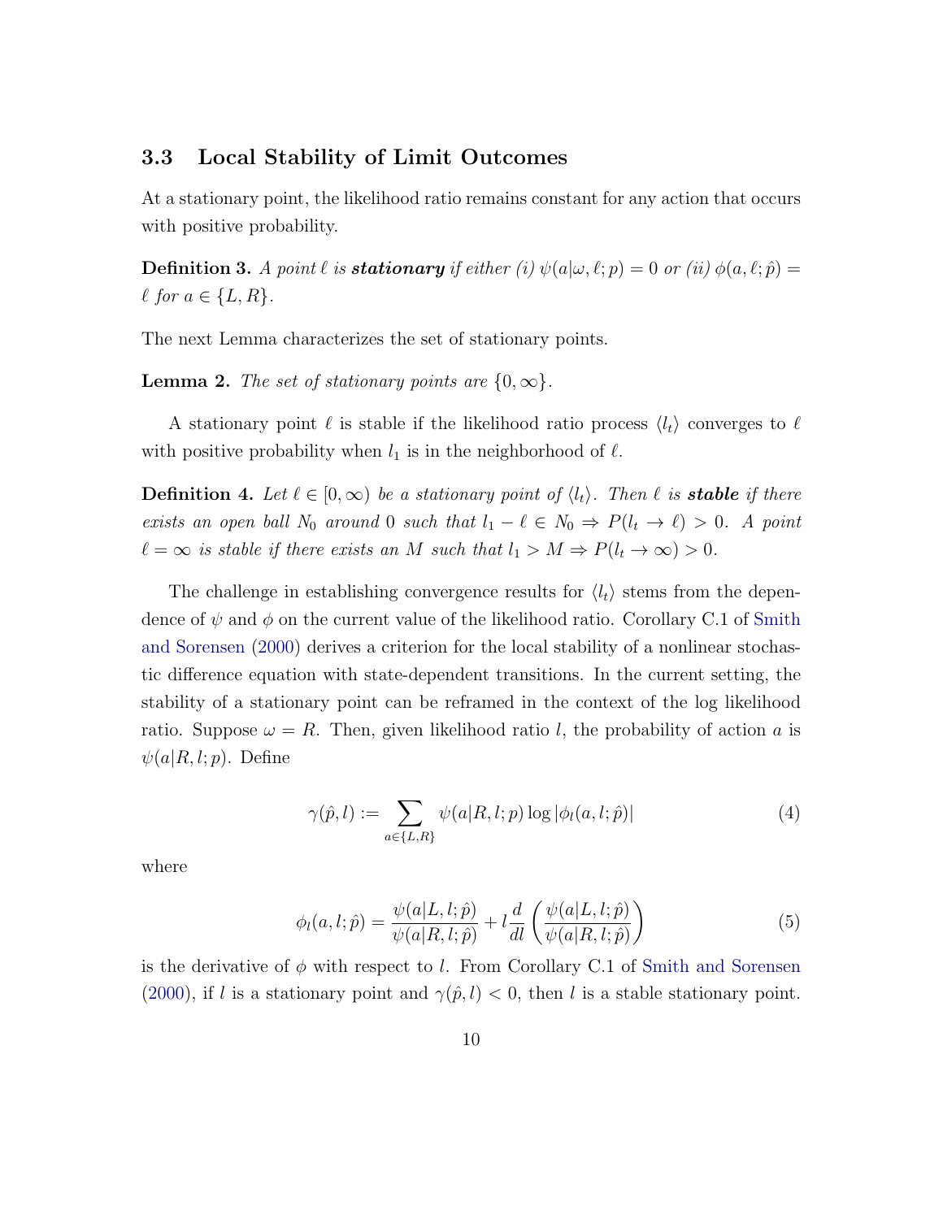### 3.3 Local Stability of Limit Outcomes

At a stationary point, the likelihood ratio remains constant for any action that occurs with positive probability.

**Definition 3.** *A point $\ell$ is **stationary** if either (i) $\psi(a|\omega, \ell; p) = 0$ or (ii) $\phi(a, \ell; \hat{p}) = \ell$ for $a \in \{L, R\}$.*

The next Lemma characterizes the set of stationary points.

**Lemma 2.** *The set of stationary points are $\{0, \infty\}$.*

A stationary point $\ell$ is stable if the likelihood ratio process $\langle l_t \rangle$ converges to $\ell$ with positive probability when $l_1$ is in the neighborhood of $\ell$.

**Definition 4.** *Let $\ell \in [0, \infty)$ be a stationary point of $\langle l_t \rangle$. Then $\ell$ is **stable** if there exists an open ball $N_0$ around $0$ such that $l_1 - \ell \in N_0 \Rightarrow P(l_t \to \ell) > 0$. A point $\ell = \infty$ is stable if there exists an $M$ such that $l_1 > M \Rightarrow P(l_t \to \infty) > 0$.*

The challenge in establishing convergence results for $\langle l_t \rangle$ stems from the dependence of $\psi$ and $\phi$ on the current value of the likelihood ratio. Corollary C.1 of Smith and Sorensen (2000) derives a criterion for the local stability of a nonlinear stochastic difference equation with state-dependent transitions. In the current setting, the stability of a stationary point can be reframed in the context of the log likelihood ratio. Suppose $\omega = R$. Then, given likelihood ratio $l$, the probability of action $a$ is $\psi(a|R, l; p)$. Define

$$\gamma(\hat{p}, l) := \sum_{a \in \{L,R\}} \psi(a|R, l; p) \log |\phi_l(a, l; \hat{p})| \tag{4}$$

where

$$\phi_l(a, l; \hat{p}) = \frac{\psi(a|L, l; \hat{p})}{\psi(a|R, l; \hat{p})} + l \frac{d}{dl} \left( \frac{\psi(a|L, l; \hat{p})}{\psi(a|R, l; \hat{p})} \right) \tag{5}$$

is the derivative of $\phi$ with respect to $l$. From Corollary C.1 of Smith and Sorensen (2000), if $l$ is a stationary point and $\gamma(\hat{p}, l) < 0$, then $l$ is a stable stationary point.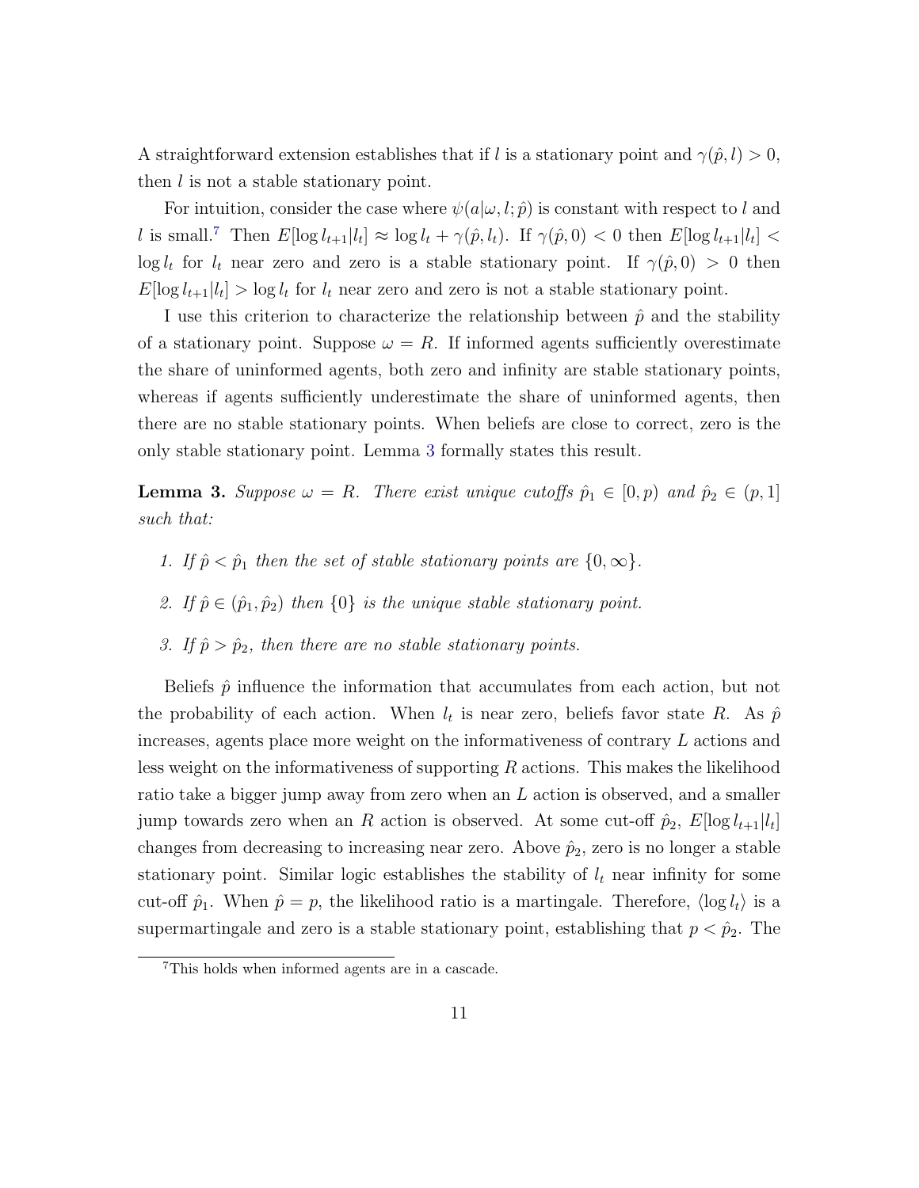A straightforward extension establishes that if $l$ is a stationary point and $\gamma(\hat{p}, l) > 0$, then $l$ is not a stable stationary point.

For intuition, consider the case where $\psi(a|\omega, l; \hat{p})$ is constant with respect to $l$ and $l$ is small.[7] Then $E[\log l_{t+1}|l_t] \approx \log l_t + \gamma(\hat{p}, l_t)$. If $\gamma(\hat{p}, 0) < 0$ then $E[\log l_{t+1}|l_t] < \log l_t$ for $l_t$ near zero and zero is a stable stationary point. If $\gamma(\hat{p}, 0) > 0$ then $E[\log l_{t+1}|l_t] > \log l_t$ for $l_t$ near zero and zero is not a stable stationary point.

I use this criterion to characterize the relationship between $\hat{p}$ and the stability of a stationary point. Suppose $\omega = R$. If informed agents sufficiently overestimate the share of uninformed agents, both zero and infinity are stable stationary points, whereas if agents sufficiently underestimate the share of uninformed agents, then there are no stable stationary points. When beliefs are close to correct, zero is the only stable stationary point. Lemma 3 formally states this result.

**Lemma 3.** *Suppose $\omega = R$. There exist unique cutoffs $\hat{p}_1 \in [0, p)$ and $\hat{p}_2 \in (p, 1]$ such that:*

1. *If $\hat{p} < \hat{p}_1$ then the set of stable stationary points are $\{0, \infty\}$.*
2. *If $\hat{p} \in (\hat{p}_1, \hat{p}_2)$ then $\{0\}$ is the unique stable stationary point.*
3. *If $\hat{p} > \hat{p}_2$, then there are no stable stationary points.*

Beliefs $\hat{p}$ influence the information that accumulates from each action, but not the probability of each action. When $l_t$ is near zero, beliefs favor state $R$. As $\hat{p}$ increases, agents place more weight on the informativeness of contrary $L$ actions and less weight on the informativeness of supporting $R$ actions. This makes the likelihood ratio take a bigger jump away from zero when an $L$ action is observed, and a smaller jump towards zero when an $R$ action is observed. At some cut-off $\hat{p}_2$, $E[\log l_{t+1}|l_t]$ changes from decreasing to increasing near zero. Above $\hat{p}_2$, zero is no longer a stable stationary point. Similar logic establishes the stability of $l_t$ near infinity for some cut-off $\hat{p}_1$. When $\hat{p} = p$, the likelihood ratio is a martingale. Therefore, $\langle \log l_t \rangle$ is a supermartingale and zero is a stable stationary point, establishing that $p < \hat{p}_2$. The

[7] This holds when informed agents are in a cascade.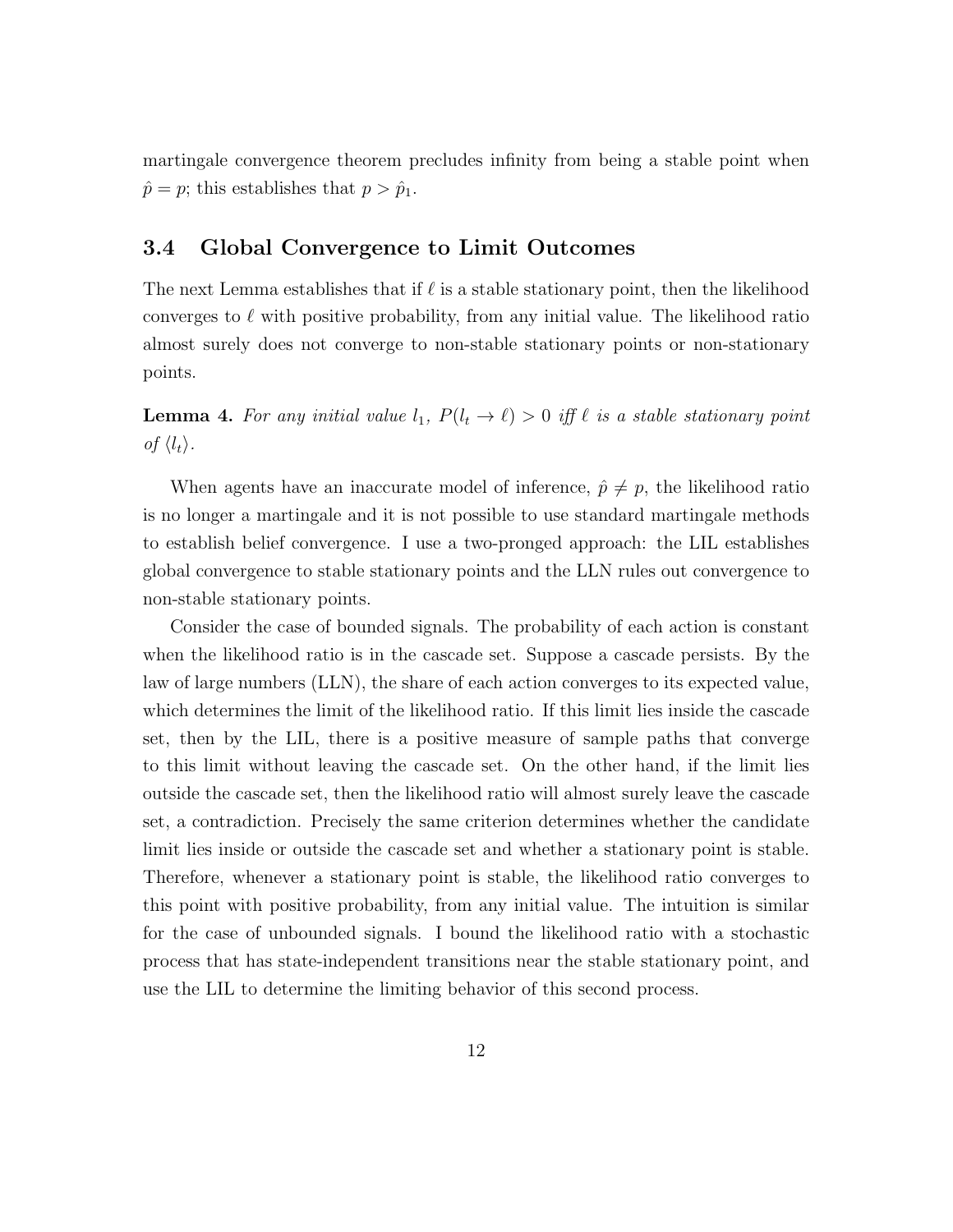martingale convergence theorem precludes infinity from being a stable point when $\hat{p} = p$; this establishes that $p > \hat{p}_1$.

### 3.4 Global Convergence to Limit Outcomes

The next Lemma establishes that if $\ell$ is a stable stationary point, then the likelihood converges to $\ell$ with positive probability, from any initial value. The likelihood ratio almost surely does not converge to non-stable stationary points or non-stationary points.

**Lemma 4.** *For any initial value $l_1$, $P(l_t \to \ell) > 0$ iff $\ell$ is a stable stationary point of $\langle l_t \rangle$.*

When agents have an inaccurate model of inference, $\hat{p} \neq p$, the likelihood ratio is no longer a martingale and it is not possible to use standard martingale methods to establish belief convergence. I use a two-pronged approach: the LIL establishes global convergence to stable stationary points and the LLN rules out convergence to non-stable stationary points.

Consider the case of bounded signals. The probability of each action is constant when the likelihood ratio is in the cascade set. Suppose a cascade persists. By the law of large numbers (LLN), the share of each action converges to its expected value, which determines the limit of the likelihood ratio. If this limit lies inside the cascade set, then by the LIL, there is a positive measure of sample paths that converge to this limit without leaving the cascade set. On the other hand, if the limit lies outside the cascade set, then the likelihood ratio will almost surely leave the cascade set, a contradiction. Precisely the same criterion determines whether the candidate limit lies inside or outside the cascade set and whether a stationary point is stable. Therefore, whenever a stationary point is stable, the likelihood ratio converges to this point with positive probability, from any initial value. The intuition is similar for the case of unbounded signals. I bound the likelihood ratio with a stochastic process that has state-independent transitions near the stable stationary point, and use the LIL to determine the limiting behavior of this second process.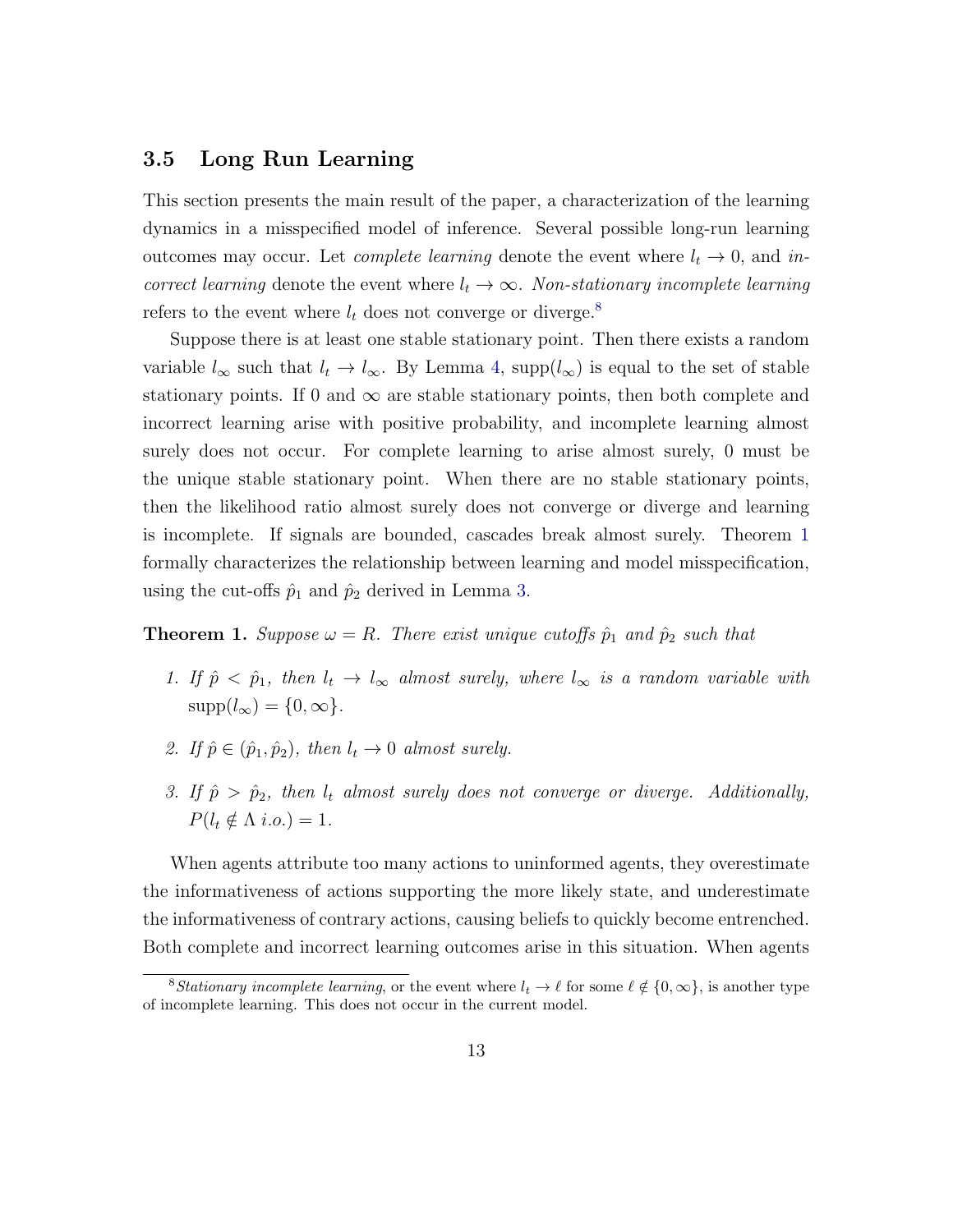### 3.5 Long Run Learning

This section presents the main result of the paper, a characterization of the learning dynamics in a misspecified model of inference. Several possible long-run learning outcomes may occur. Let *complete learning* denote the event where $l_t \to 0$, and *incorrect learning* denote the event where $l_t \to \infty$. *Non-stationary incomplete learning* refers to the event where $l_t$ does not converge or diverge.[8]

Suppose there is at least one stable stationary point. Then there exists a random variable $l_\infty$ such that $l_t \to l_\infty$. By Lemma 4, $\text{supp}(l_\infty)$ is equal to the set of stable stationary points. If 0 and $\infty$ are stable stationary points, then both complete and incorrect learning arise with positive probability, and incomplete learning almost surely does not occur. For complete learning to arise almost surely, 0 must be the unique stable stationary point. When there are no stable stationary points, then the likelihood ratio almost surely does not converge or diverge and learning is incomplete. If signals are bounded, cascades break almost surely. Theorem 1 formally characterizes the relationship between learning and model misspecification, using the cut-offs $\hat{p}_1$ and $\hat{p}_2$ derived in Lemma 3.

**Theorem 1.** *Suppose $\omega = R$. There exist unique cutoffs $\hat{p}_1$ and $\hat{p}_2$ such that*

1. *If $\hat{p} < \hat{p}_1$, then $l_t \to l_\infty$ almost surely, where $l_\infty$ is a random variable with* $\text{supp}(l_\infty) = \{0, \infty\}$.
2. *If $\hat{p} \in (\hat{p}_1, \hat{p}_2)$, then $l_t \to 0$ almost surely.*
3. *If $\hat{p} > \hat{p}_2$, then $l_t$ almost surely does not converge or diverge. Additionally,* $P(l_t \notin \Lambda \text{ i.o.}) = 1$.

When agents attribute too many actions to uninformed agents, they overestimate the informativeness of actions supporting the more likely state, and underestimate the informativeness of contrary actions, causing beliefs to quickly become entrenched. Both complete and incorrect learning outcomes arise in this situation. When agents

[8] *Stationary incomplete learning*, or the event where $l_t \to \ell$ for some $\ell \notin \{0, \infty\}$, is another type of incomplete learning. This does not occur in the current model.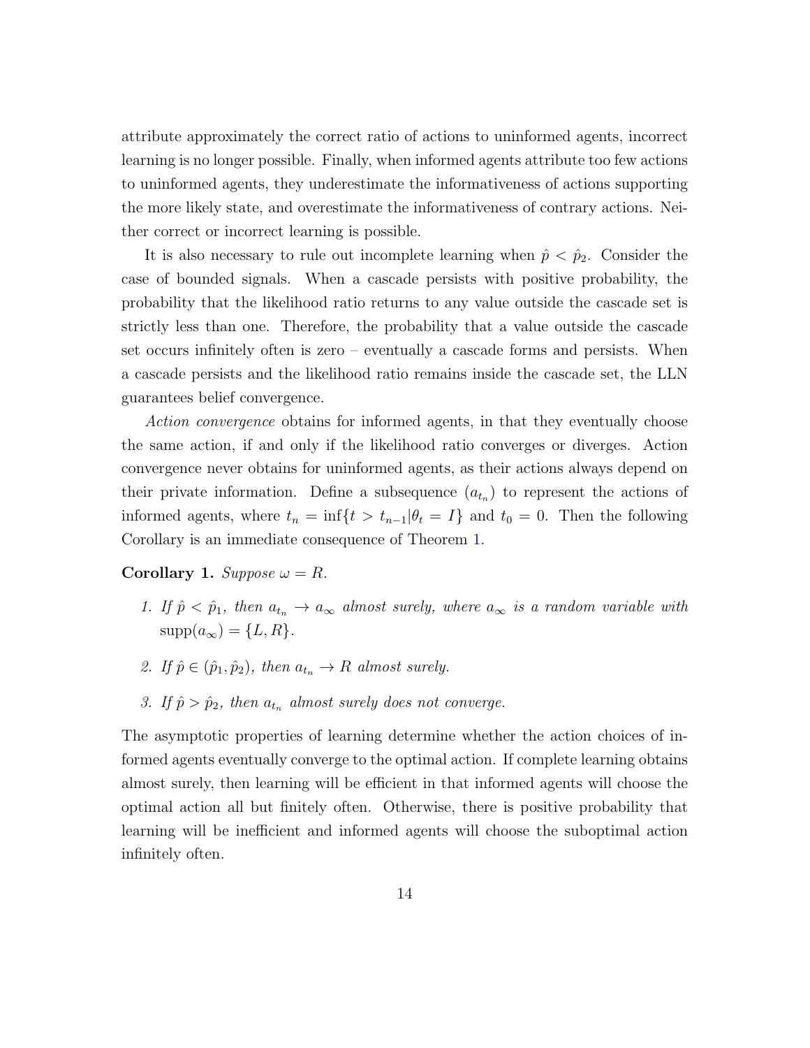attribute approximately the correct ratio of actions to uninformed agents, incorrect learning is no longer possible. Finally, when informed agents attribute too few actions to uninformed agents, they underestimate the informativeness of actions supporting the more likely state, and overestimate the informativeness of contrary actions. Neither correct or incorrect learning is possible.

It is also necessary to rule out incomplete learning when $\hat{p} < \hat{p}_2$. Consider the case of bounded signals. When a cascade persists with positive probability, the probability that the likelihood ratio returns to any value outside the cascade set is strictly less than one. Therefore, the probability that a value outside the cascade set occurs infinitely often is zero – eventually a cascade forms and persists. When a cascade persists and the likelihood ratio remains inside the cascade set, the LLN guarantees belief convergence.

*Action convergence* obtains for informed agents, in that they eventually choose the same action, if and only if the likelihood ratio converges or diverges. Action convergence never obtains for uninformed agents, as their actions always depend on their private information. Define a subsequence $(a_{t_n})$ to represent the actions of informed agents, where $t_n = \inf\{t > t_{n-1} | \theta_t = I\}$ and $t_0 = 0$. Then the following Corollary is an immediate consequence of Theorem 1.

**Corollary 1.** *Suppose* $\omega = R$.

1. *If* $\hat{p} < \hat{p}_1$, *then* $a_{t_n} \to a_\infty$ *almost surely, where* $a_\infty$ *is a random variable with* $\text{supp}(a_\infty) = \{L, R\}$.
2. *If* $\hat{p} \in (\hat{p}_1, \hat{p}_2)$, *then* $a_{t_n} \to R$ *almost surely.*
3. *If* $\hat{p} > \hat{p}_2$, *then* $a_{t_n}$ *almost surely does not converge.*

The asymptotic properties of learning determine whether the action choices of informed agents eventually converge to the optimal action. If complete learning obtains almost surely, then learning will be efficient in that informed agents will choose the optimal action all but finitely often. Otherwise, there is positive probability that learning will be inefficient and informed agents will choose the suboptimal action infinitely often.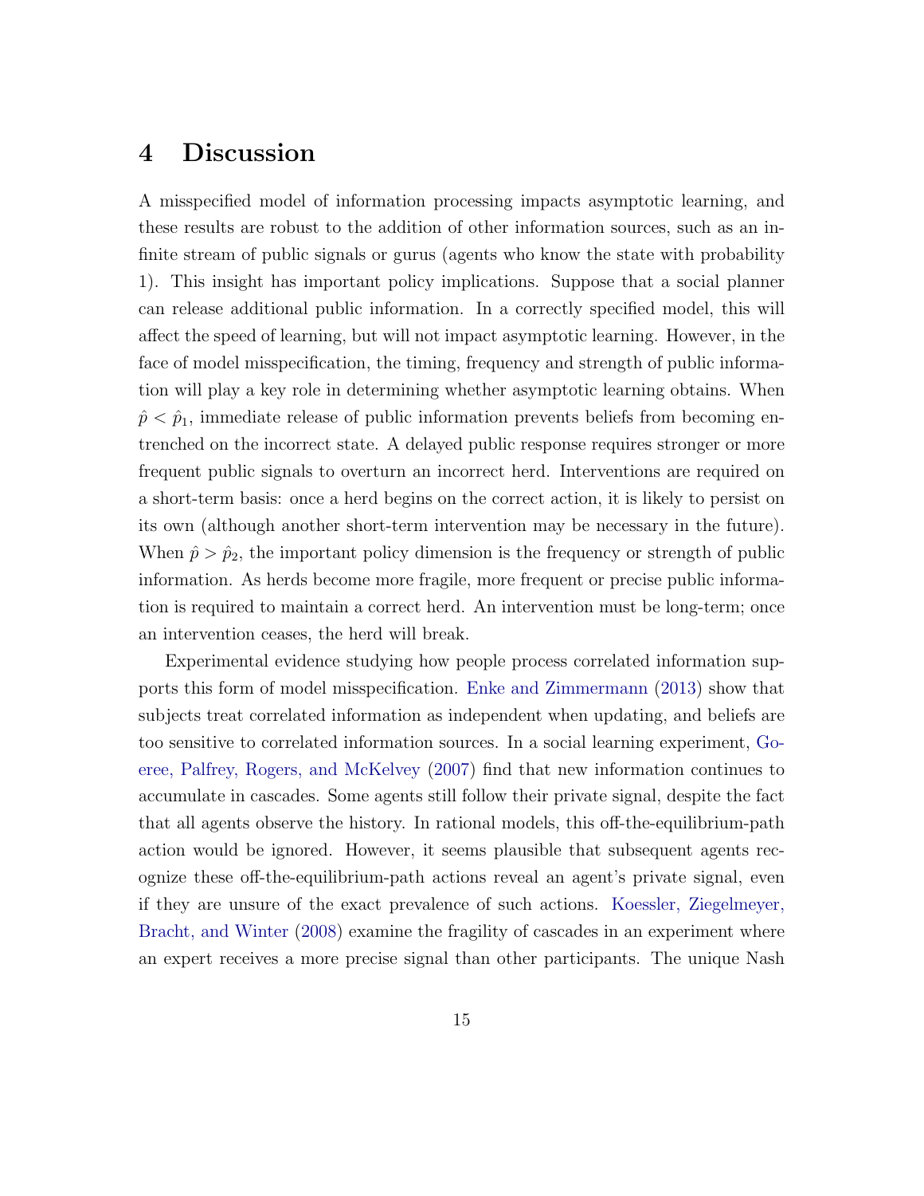# 4 Discussion

A misspecified model of information processing impacts asymptotic learning, and these results are robust to the addition of other information sources, such as an infinite stream of public signals or gurus (agents who know the state with probability 1). This insight has important policy implications. Suppose that a social planner can release additional public information. In a correctly specified model, this will affect the speed of learning, but will not impact asymptotic learning. However, in the face of model misspecification, the timing, frequency and strength of public information will play a key role in determining whether asymptotic learning obtains. When $\hat{p} < \hat{p}_1$, immediate release of public information prevents beliefs from becoming entrenched on the incorrect state. A delayed public response requires stronger or more frequent public signals to overturn an incorrect herd. Interventions are required on a short-term basis: once a herd begins on the correct action, it is likely to persist on its own (although another short-term intervention may be necessary in the future). When $\hat{p} > \hat{p}_2$, the important policy dimension is the frequency or strength of public information. As herds become more fragile, more frequent or precise public information is required to maintain a correct herd. An intervention must be long-term; once an intervention ceases, the herd will break.

Experimental evidence studying how people process correlated information supports this form of model misspecification. Enke and Zimmermann (2013) show that subjects treat correlated information as independent when updating, and beliefs are too sensitive to correlated information sources. In a social learning experiment, Goeree, Palfrey, Rogers, and McKelvey (2007) find that new information continues to accumulate in cascades. Some agents still follow their private signal, despite the fact that all agents observe the history. In rational models, this off-the-equilibrium-path action would be ignored. However, it seems plausible that subsequent agents recognize these off-the-equilibrium-path actions reveal an agent's private signal, even if they are unsure of the exact prevalence of such actions. Koessler, Ziegelmeyer, Bracht, and Winter (2008) examine the fragility of cascades in an experiment where an expert receives a more precise signal than other participants. The unique Nash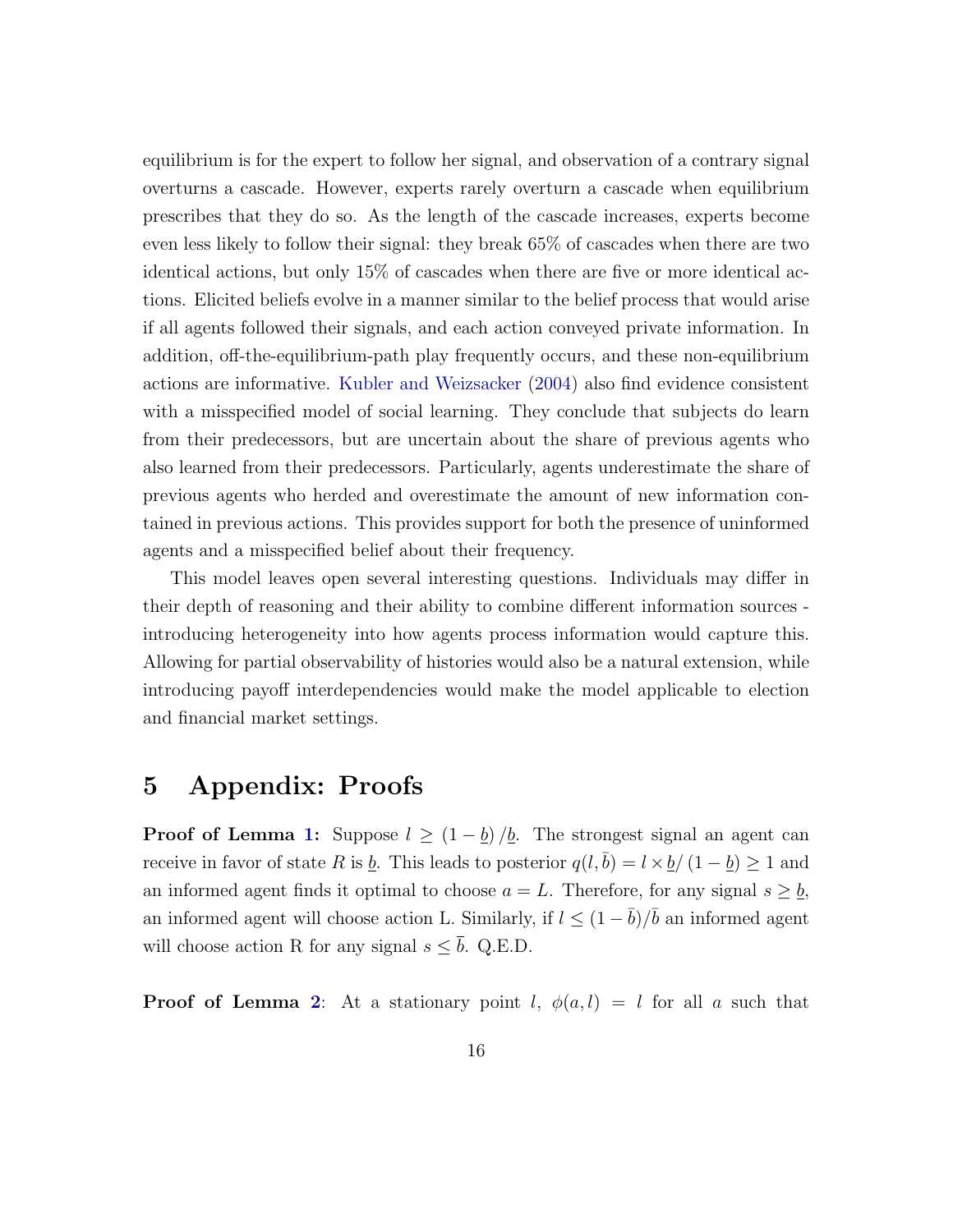equilibrium is for the expert to follow her signal, and observation of a contrary signal overturns a cascade. However, experts rarely overturn a cascade when equilibrium prescribes that they do so. As the length of the cascade increases, experts become even less likely to follow their signal: they break 65% of cascades when there are two identical actions, but only 15% of cascades when there are five or more identical actions. Elicited beliefs evolve in a manner similar to the belief process that would arise if all agents followed their signals, and each action conveyed private information. In addition, off-the-equilibrium-path play frequently occurs, and these non-equilibrium actions are informative. Kubler and Weizsacker (2004) also find evidence consistent with a misspecified model of social learning. They conclude that subjects do learn from their predecessors, but are uncertain about the share of previous agents who also learned from their predecessors. Particularly, agents underestimate the share of previous agents who herded and overestimate the amount of new information contained in previous actions. This provides support for both the presence of uninformed agents and a misspecified belief about their frequency.

This model leaves open several interesting questions. Individuals may differ in their depth of reasoning and their ability to combine different information sources - introducing heterogeneity into how agents process information would capture this. Allowing for partial observability of histories would also be a natural extension, while introducing payoff interdependencies would make the model applicable to election and financial market settings.

# 5 Appendix: Proofs

**Proof of Lemma 1:** Suppose $l \geq (1-\underline{b})/\underline{b}$. The strongest signal an agent can receive in favor of state $R$ is $\underline{b}$. This leads to posterior $q(l,\bar{b}) = l \times \underline{b}/(1-\underline{b}) \geq 1$ and an informed agent finds it optimal to choose $a = L$. Therefore, for any signal $s \geq \underline{b}$, an informed agent will choose action L. Similarly, if $l \leq (1-\bar{b})/\bar{b}$ an informed agent will choose action R for any signal $s \leq \bar{b}$. Q.E.D.

**Proof of Lemma 2**: At a stationary point $l$, $\phi(a,l) = l$ for all $a$ such that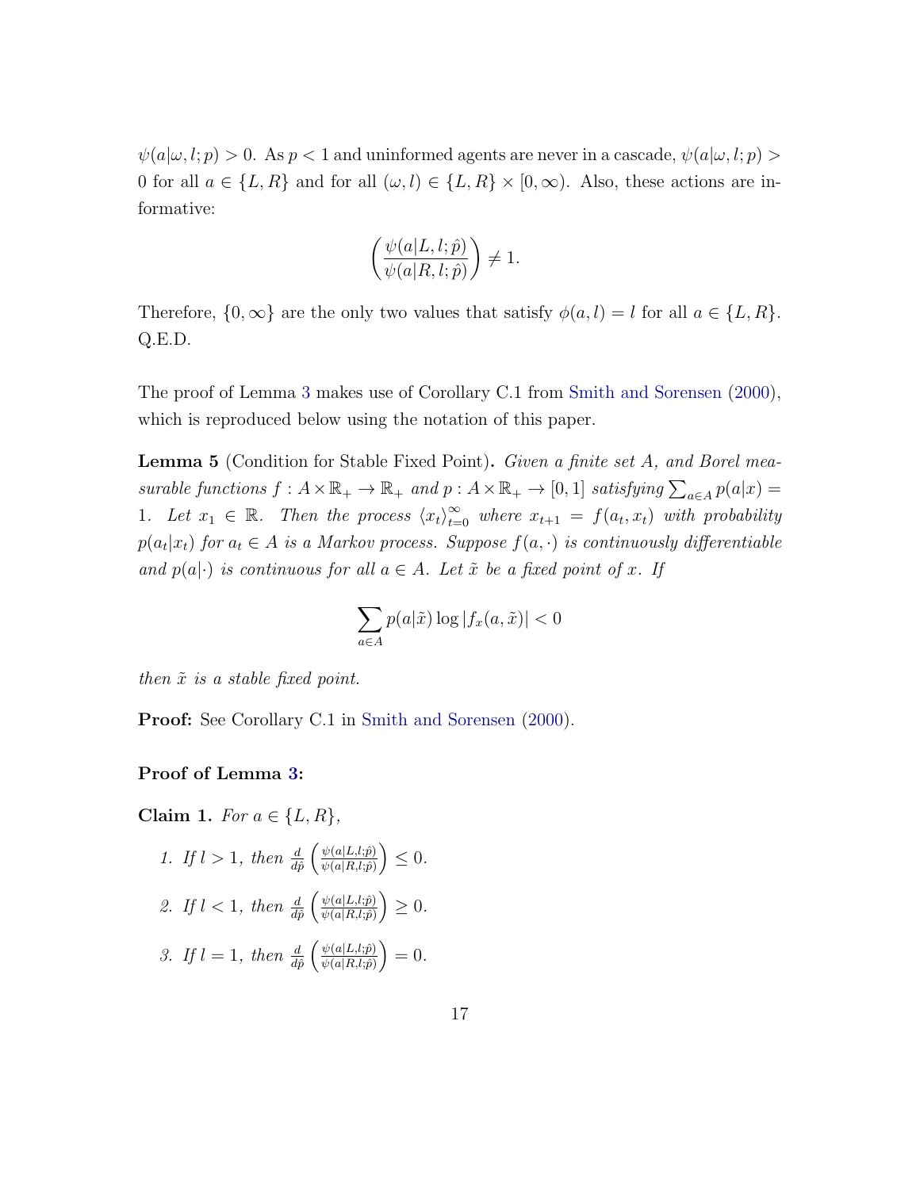$\psi(a|\omega, l; p) > 0$. As $p < 1$ and uninformed agents are never in a cascade, $\psi(a|\omega, l; p) > 0$ for all $a \in \{L, R\}$ and for all $(\omega, l) \in \{L, R\} \times [0, \infty)$. Also, these actions are informative:

$$\left(\frac{\psi(a|L, l; \hat{p})}{\psi(a|R, l; \hat{p})}\right) \neq 1.$$

Therefore, $\{0, \infty\}$ are the only two values that satisfy $\phi(a, l) = l$ for all $a \in \{L, R\}$. Q.E.D.

The proof of Lemma 3 makes use of Corollary C.1 from Smith and Sorensen (2000), which is reproduced below using the notation of this paper.

**Lemma 5** (Condition for Stable Fixed Point)**.** *Given a finite set $A$, and Borel measurable functions $f : A \times \mathbb{R}_+ \to \mathbb{R}_+$ and $p : A \times \mathbb{R}_+ \to [0, 1]$ satisfying $\sum_{a \in A} p(a|x) = 1$. Let $x_1 \in \mathbb{R}$. Then the process $\langle x_t \rangle_{t=0}^{\infty}$ where $x_{t+1} = f(a_t, x_t)$ with probability $p(a_t|x_t)$ for $a_t \in A$ is a Markov process. Suppose $f(a, \cdot)$ is continuously differentiable and $p(a|\cdot)$ is continuous for all $a \in A$. Let $\tilde{x}$ be a fixed point of $x$. If*

$$\sum_{a \in A} p(a|\tilde{x}) \log |f_x(a, \tilde{x})| < 0$$

*then $\tilde{x}$ is a stable fixed point.*

**Proof:** See Corollary C.1 in Smith and Sorensen (2000).

**Proof of Lemma 3:**

**Claim 1.** *For $a \in \{L, R\}$,*

1. *If $l > 1$, then $\frac{d}{d\hat{p}}\left(\frac{\psi(a|L,l;\hat{p})}{\psi(a|R,l;\hat{p})}\right) \leq 0$.*
2. *If $l < 1$, then $\frac{d}{d\hat{p}}\left(\frac{\psi(a|L,l;\hat{p})}{\psi(a|R,l;\hat{p})}\right) \geq 0$.*
3. *If $l = 1$, then $\frac{d}{d\hat{p}}\left(\frac{\psi(a|L,l;\hat{p})}{\psi(a|R,l;\hat{p})}\right) = 0$.*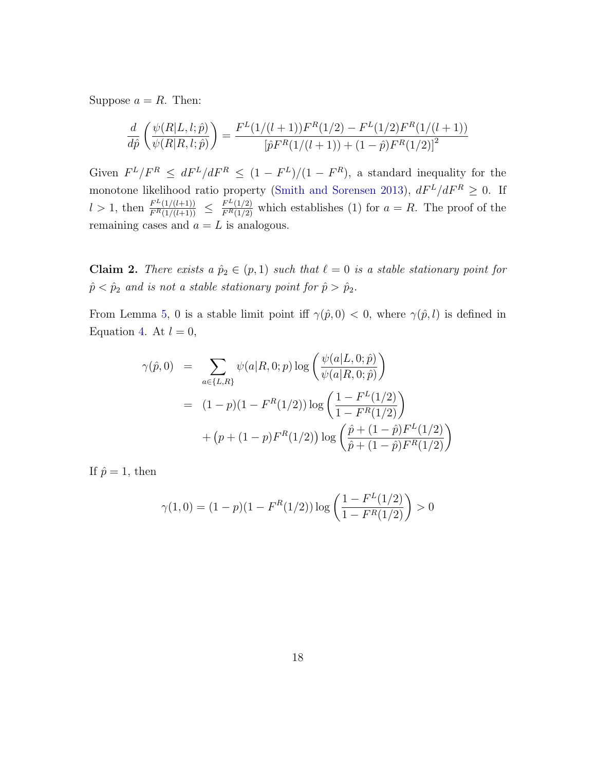Suppose $a = R$. Then:

$$\frac{d}{d\hat{p}}\left(\frac{\psi(R|L,l;\hat{p})}{\psi(R|R,l;\hat{p})}\right) = \frac{F^L(1/(l+1))F^R(1/2) - F^L(1/2)F^R(1/(l+1))}{\left[\hat{p}F^R(1/(l+1)) + (1-\hat{p})F^R(1/2)\right]^2}$$

Given $F^L/F^R \leq dF^L/dF^R \leq (1-F^L)/(1-F^R)$, a standard inequality for the monotone likelihood ratio property (Smith and Sorensen 2013), $dF^L/dF^R \geq 0$. If $l > 1$, then $\frac{F^L(1/(l+1))}{F^R(1/(l+1))} \leq \frac{F^L(1/2)}{F^R(1/2)}$ which establishes (1) for $a = R$. The proof of the remaining cases and $a = L$ is analogous.

**Claim 2.** *There exists a $\hat{p}_2 \in (p, 1)$ such that $\ell = 0$ is a stable stationary point for $\hat{p} < \hat{p}_2$ and is not a stable stationary point for $\hat{p} > \hat{p}_2$.*

From Lemma 5, 0 is a stable limit point iff $\gamma(\hat{p}, 0) < 0$, where $\gamma(\hat{p}, l)$ is defined in Equation 4. At $l = 0$,

$$\begin{aligned}
\gamma(\hat{p}, 0) &= \sum_{a \in \{L,R\}} \psi(a|R, 0; p) \log\left(\frac{\psi(a|L, 0; \hat{p})}{\psi(a|R, 0; \hat{p})}\right) \\
&= (1-p)(1-F^R(1/2)) \log\left(\frac{1-F^L(1/2)}{1-F^R(1/2)}\right) \\
&\quad + \left(p + (1-p)F^R(1/2)\right) \log\left(\frac{\hat{p} + (1-\hat{p})F^L(1/2)}{\hat{p} + (1-\hat{p})F^R(1/2)}\right)
\end{aligned}$$

If $\hat{p} = 1$, then

$$\gamma(1, 0) = (1-p)(1-F^R(1/2)) \log\left(\frac{1-F^L(1/2)}{1-F^R(1/2)}\right) > 0$$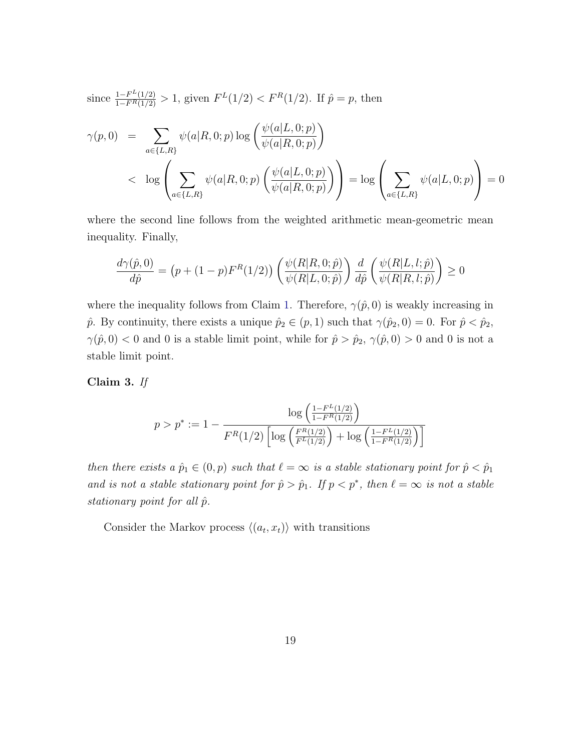since $\frac{1-F^L(1/2)}{1-F^R(1/2)} > 1$, given $F^L(1/2) < F^R(1/2)$. If $\hat{p} = p$, then

$$
\begin{aligned}
\gamma(p, 0) &= \sum_{a \in \{L,R\}} \psi(a|R, 0; p) \log\left(\frac{\psi(a|L, 0; p)}{\psi(a|R, 0; p)}\right) \\
&< \log\left(\sum_{a \in \{L,R\}} \psi(a|R, 0; p)\left(\frac{\psi(a|L, 0; p)}{\psi(a|R, 0; p)}\right)\right) = \log\left(\sum_{a \in \{L,R\}} \psi(a|L, 0; p)\right) = 0
\end{aligned}
$$

where the second line follows from the weighted arithmetic mean-geometric mean inequality. Finally,

$$
\frac{d\gamma(\hat{p}, 0)}{d\hat{p}} = \left(p + (1-p)F^R(1/2)\right)\left(\frac{\psi(R|R, 0; \hat{p})}{\psi(R|L, 0; \hat{p})}\right)\frac{d}{d\hat{p}}\left(\frac{\psi(R|L, l; \hat{p})}{\psi(R|R, l; \hat{p})}\right) \geq 0
$$

where the inequality follows from Claim 1. Therefore, $\gamma(\hat{p}, 0)$ is weakly increasing in $\hat{p}$. By continuity, there exists a unique $\hat{p}_2 \in (p, 1)$ such that $\gamma(\hat{p}_2, 0) = 0$. For $\hat{p} < \hat{p}_2$, $\gamma(\hat{p}, 0) < 0$ and 0 is a stable limit point, while for $\hat{p} > \hat{p}_2$, $\gamma(\hat{p}, 0) > 0$ and 0 is not a stable limit point.

**Claim 3.** *If*

$$
p > p^* := 1 - \frac{\log\left(\frac{1-F^L(1/2)}{1-F^R(1/2)}\right)}{F^R(1/2)\left[\log\left(\frac{F^R(1/2)}{F^L(1/2)}\right) + \log\left(\frac{1-F^L(1/2)}{1-F^R(1/2)}\right)\right]}
$$

*then there exists a $\hat{p}_1 \in (0, p)$ such that $\ell = \infty$ is a stable stationary point for $\hat{p} < \hat{p}_1$ and is not a stable stationary point for $\hat{p} > \hat{p}_1$. If $p < p^*$, then $\ell = \infty$ is not a stable stationary point for all $\hat{p}$.*

Consider the Markov process $\langle(a_t, x_t)\rangle$ with transitions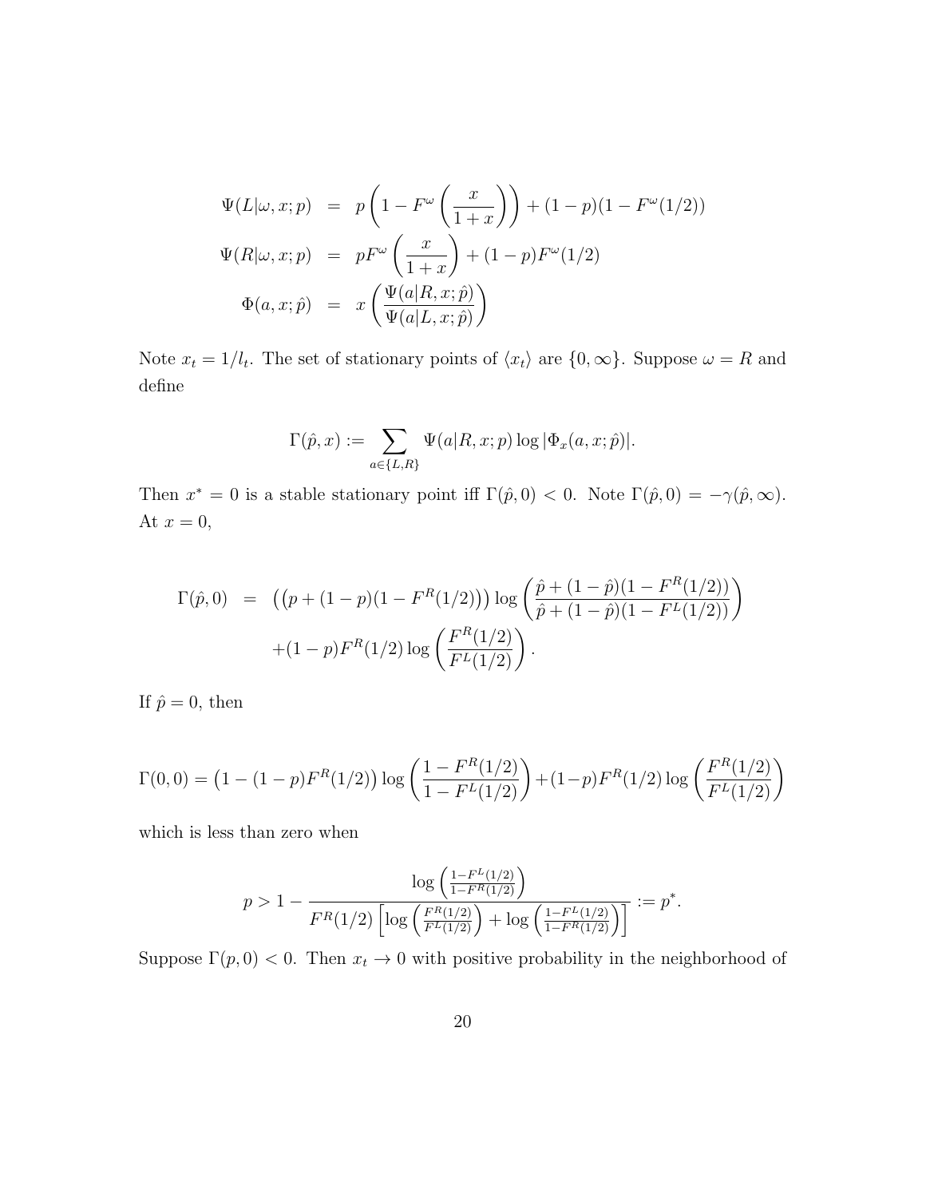$$
\begin{aligned}
\Psi(L|\omega, x; p) &= p\left(1 - F^{\omega}\left(\frac{x}{1+x}\right)\right) + (1-p)(1 - F^{\omega}(1/2)) \\
\Psi(R|\omega, x; p) &= pF^{\omega}\left(\frac{x}{1+x}\right) + (1-p)F^{\omega}(1/2) \\
\Phi(a, x; \hat{p}) &= x\left(\frac{\Psi(a|R, x; \hat{p})}{\Psi(a|L, x; \hat{p})}\right)
\end{aligned}
$$

Note $x_t = 1/l_t$. The set of stationary points of $\langle x_t \rangle$ are $\{0, \infty\}$. Suppose $\omega = R$ and define

$$
\Gamma(\hat{p}, x) := \sum_{a \in \{L, R\}} \Psi(a|R, x; p) \log |\Phi_x(a, x; \hat{p})|.
$$

Then $x^* = 0$ is a stable stationary point iff $\Gamma(\hat{p}, 0) < 0$. Note $\Gamma(\hat{p}, 0) = -\gamma(\hat{p}, \infty)$. At $x = 0$,

$$
\begin{aligned}
\Gamma(\hat{p}, 0) &= \left(\left(p + (1-p)(1 - F^R(1/2)\right)\right) \log\left(\frac{\hat{p} + (1-\hat{p})(1 - F^R(1/2))}{\hat{p} + (1-\hat{p})(1 - F^L(1/2))}\right) \\
&\quad + (1-p)F^R(1/2) \log\left(\frac{F^R(1/2)}{F^L(1/2)}\right).
\end{aligned}
$$

If $\hat{p} = 0$, then

$$
\Gamma(0, 0) = \left(1 - (1-p)F^R(1/2)\right) \log\left(\frac{1 - F^R(1/2)}{1 - F^L(1/2)}\right) + (1-p)F^R(1/2) \log\left(\frac{F^R(1/2)}{F^L(1/2)}\right)
$$

which is less than zero when

$$
p > 1 - \frac{\log\left(\frac{1 - F^L(1/2)}{1 - F^R(1/2)}\right)}{F^R(1/2)\left[\log\left(\frac{F^R(1/2)}{F^L(1/2)}\right) + \log\left(\frac{1 - F^L(1/2)}{1 - F^R(1/2)}\right)\right]} := p^*.
$$

Suppose $\Gamma(p, 0) < 0$. Then $x_t \to 0$ with positive probability in the neighborhood of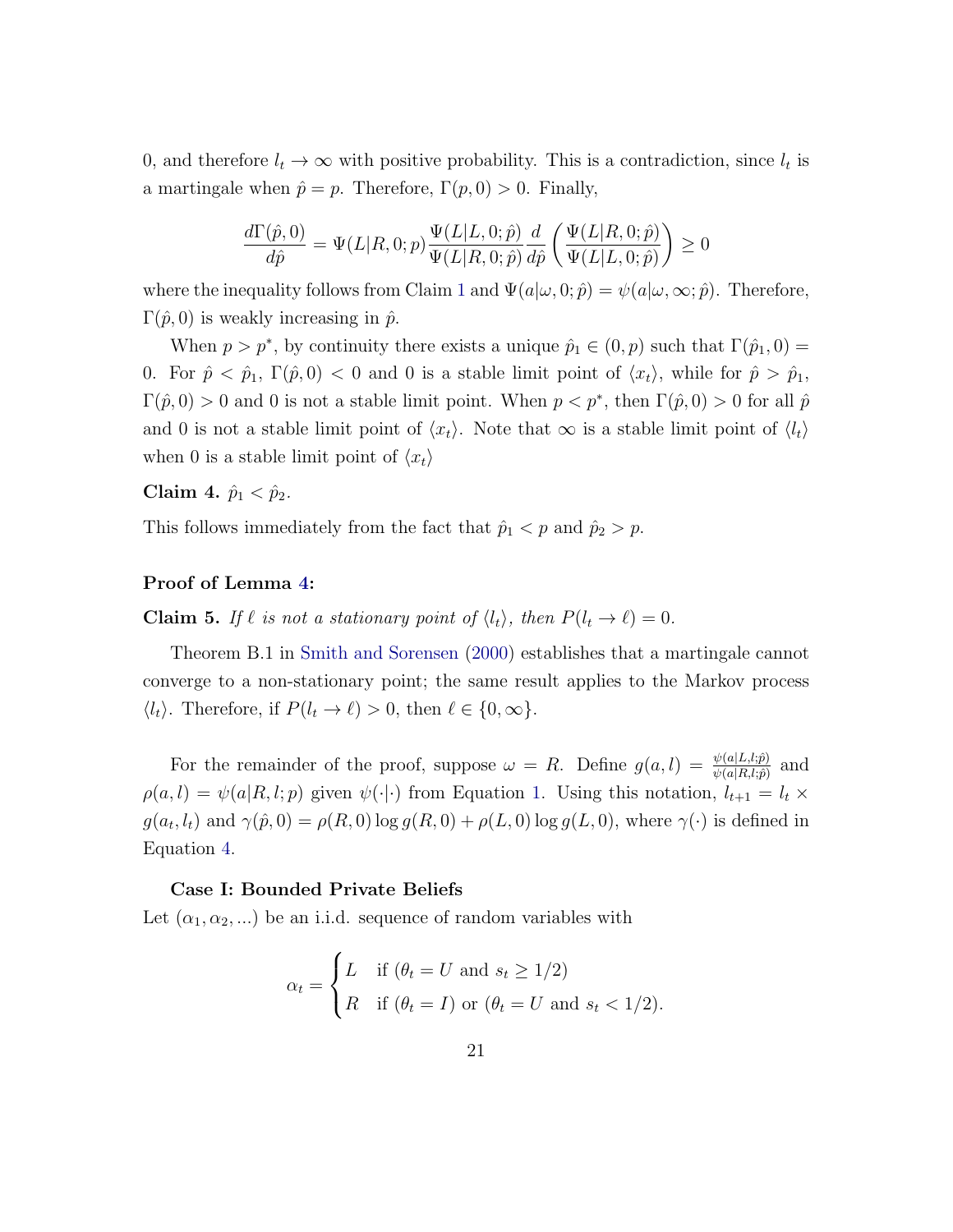0, and therefore $l_t \to \infty$ with positive probability. This is a contradiction, since $l_t$ is a martingale when $\hat{p} = p$. Therefore, $\Gamma(p, 0) > 0$. Finally,

$$\frac{d\Gamma(\hat{p}, 0)}{d\hat{p}} = \Psi(L|R, 0; p) \frac{\Psi(L|L, 0; \hat{p})}{\Psi(L|R, 0; \hat{p})} \frac{d}{d\hat{p}} \left( \frac{\Psi(L|R, 0; \hat{p})}{\Psi(L|L, 0; \hat{p})} \right) \geq 0$$

where the inequality follows from Claim 1 and $\Psi(a|\omega, 0; \hat{p}) = \psi(a|\omega, \infty; \hat{p})$. Therefore, $\Gamma(\hat{p}, 0)$ is weakly increasing in $\hat{p}$.

When $p > p^*$, by continuity there exists a unique $\hat{p}_1 \in (0, p)$ such that $\Gamma(\hat{p}_1, 0) = 0$. For $\hat{p} < \hat{p}_1$, $\Gamma(\hat{p}, 0) < 0$ and 0 is a stable limit point of $\langle x_t \rangle$, while for $\hat{p} > \hat{p}_1$, $\Gamma(\hat{p}, 0) > 0$ and 0 is not a stable limit point. When $p < p^*$, then $\Gamma(\hat{p}, 0) > 0$ for all $\hat{p}$ and 0 is not a stable limit point of $\langle x_t \rangle$. Note that $\infty$ is a stable limit point of $\langle l_t \rangle$ when 0 is a stable limit point of $\langle x_t \rangle$

**Claim 4.** *$\hat{p}_1 < \hat{p}_2$.*

This follows immediately from the fact that $\hat{p}_1 < p$ and $\hat{p}_2 > p$.

**Proof of Lemma 4:**

**Claim 5.** *If $\ell$ is not a stationary point of $\langle l_t \rangle$, then $P(l_t \to \ell) = 0$.*

Theorem B.1 in Smith and Sorensen (2000) establishes that a martingale cannot converge to a non-stationary point; the same result applies to the Markov process $\langle l_t \rangle$. Therefore, if $P(l_t \to \ell) > 0$, then $\ell \in \{0, \infty\}$.

For the remainder of the proof, suppose $\omega = R$. Define $g(a, l) = \frac{\psi(a|L, l; \hat{p})}{\psi(a|R, l; \hat{p})}$ and $\rho(a, l) = \psi(a|R, l; p)$ given $\psi(\cdot|\cdot)$ from Equation 1. Using this notation, $l_{t+1} = l_t \times g(a_t, l_t)$ and $\gamma(\hat{p}, 0) = \rho(R, 0) \log g(R, 0) + \rho(L, 0) \log g(L, 0)$, where $\gamma(\cdot)$ is defined in Equation 4.

**Case I: Bounded Private Beliefs**

Let $(\alpha_1, \alpha_2, ...)$ be an i.i.d. sequence of random variables with

$$\alpha_t = \begin{cases} L & \text{if } (\theta_t = U \text{ and } s_t \geq 1/2) \\ R & \text{if } (\theta_t = I) \text{ or } (\theta_t = U \text{ and } s_t < 1/2). \end{cases}$$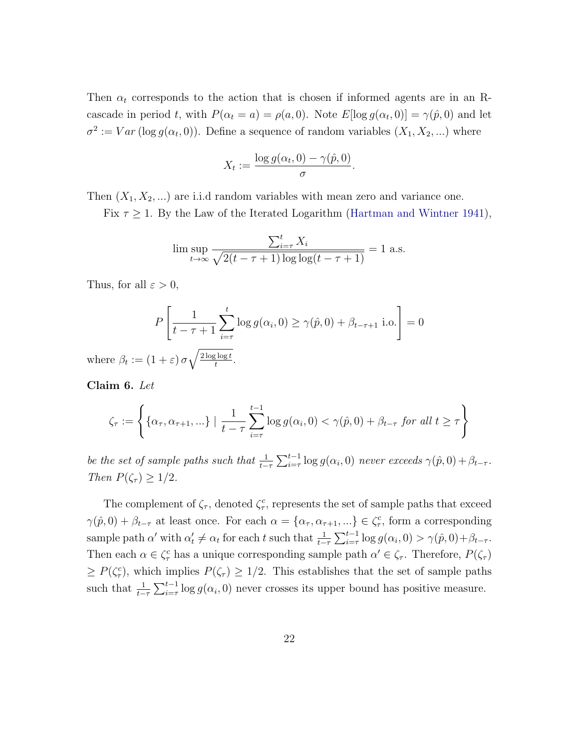Then $\alpha_t$ corresponds to the action that is chosen if informed agents are in an R-cascade in period $t$, with $P(\alpha_t = a) = \rho(a, 0)$. Note $E[\log g(\alpha_t, 0)] = \gamma(\hat{p}, 0)$ and let $\sigma^2 := Var(\log g(\alpha_t, 0))$. Define a sequence of random variables $(X_1, X_2, ...)$ where

$$X_t := \frac{\log g(\alpha_t, 0) - \gamma(\hat{p}, 0)}{\sigma}.$$

Then $(X_1, X_2, ...)$ are i.i.d random variables with mean zero and variance one.

Fix $\tau \geq 1$. By the Law of the Iterated Logarithm (Hartman and Wintner 1941),

$$\limsup_{t \to \infty} \frac{\sum_{i=\tau}^{t} X_i}{\sqrt{2(t - \tau + 1) \log \log(t - \tau + 1)}} = 1 \text{ a.s.}$$

Thus, for all $\varepsilon > 0$,

$$P\left[\frac{1}{t - \tau + 1} \sum_{i=\tau}^{t} \log g(\alpha_i, 0) \geq \gamma(\hat{p}, 0) + \beta_{t-\tau+1} \text{ i.o.}\right] = 0$$

where $\beta_t := (1 + \varepsilon)\, \sigma \sqrt{\frac{2 \log \log t}{t}}$.

**Claim 6.** *Let*

$$\zeta_\tau := \left\{ \{\alpha_\tau, \alpha_{\tau+1}, ...\} \mid \frac{1}{t - \tau} \sum_{i=\tau}^{t-1} \log g(\alpha_i, 0) < \gamma(\hat{p}, 0) + \beta_{t-\tau} \text{ for all } t \geq \tau \right\}$$

*be the set of sample paths such that* $\frac{1}{t-\tau} \sum_{i=\tau}^{t-1} \log g(\alpha_i, 0)$ *never exceeds* $\gamma(\hat{p}, 0) + \beta_{t-\tau}$. *Then* $P(\zeta_\tau) \geq 1/2$.

The complement of $\zeta_\tau$, denoted $\zeta_\tau^c$, represents the set of sample paths that exceed $\gamma(\hat{p}, 0) + \beta_{t-\tau}$ at least once. For each $\alpha = \{\alpha_\tau, \alpha_{\tau+1}, ...\} \in \zeta_\tau^c$, form a corresponding sample path $\alpha'$ with $\alpha'_t \neq \alpha_t$ for each $t$ such that $\frac{1}{t-\tau} \sum_{i=\tau}^{t-1} \log g(\alpha_i, 0) > \gamma(\hat{p}, 0) + \beta_{t-\tau}$. Then each $\alpha \in \zeta_\tau^c$ has a unique corresponding sample path $\alpha' \in \zeta_\tau$. Therefore, $P(\zeta_\tau) \geq P(\zeta_\tau^c)$, which implies $P(\zeta_\tau) \geq 1/2$. This establishes that the set of sample paths such that $\frac{1}{t-\tau} \sum_{i=\tau}^{t-1} \log g(\alpha_i, 0)$ never crosses its upper bound has positive measure.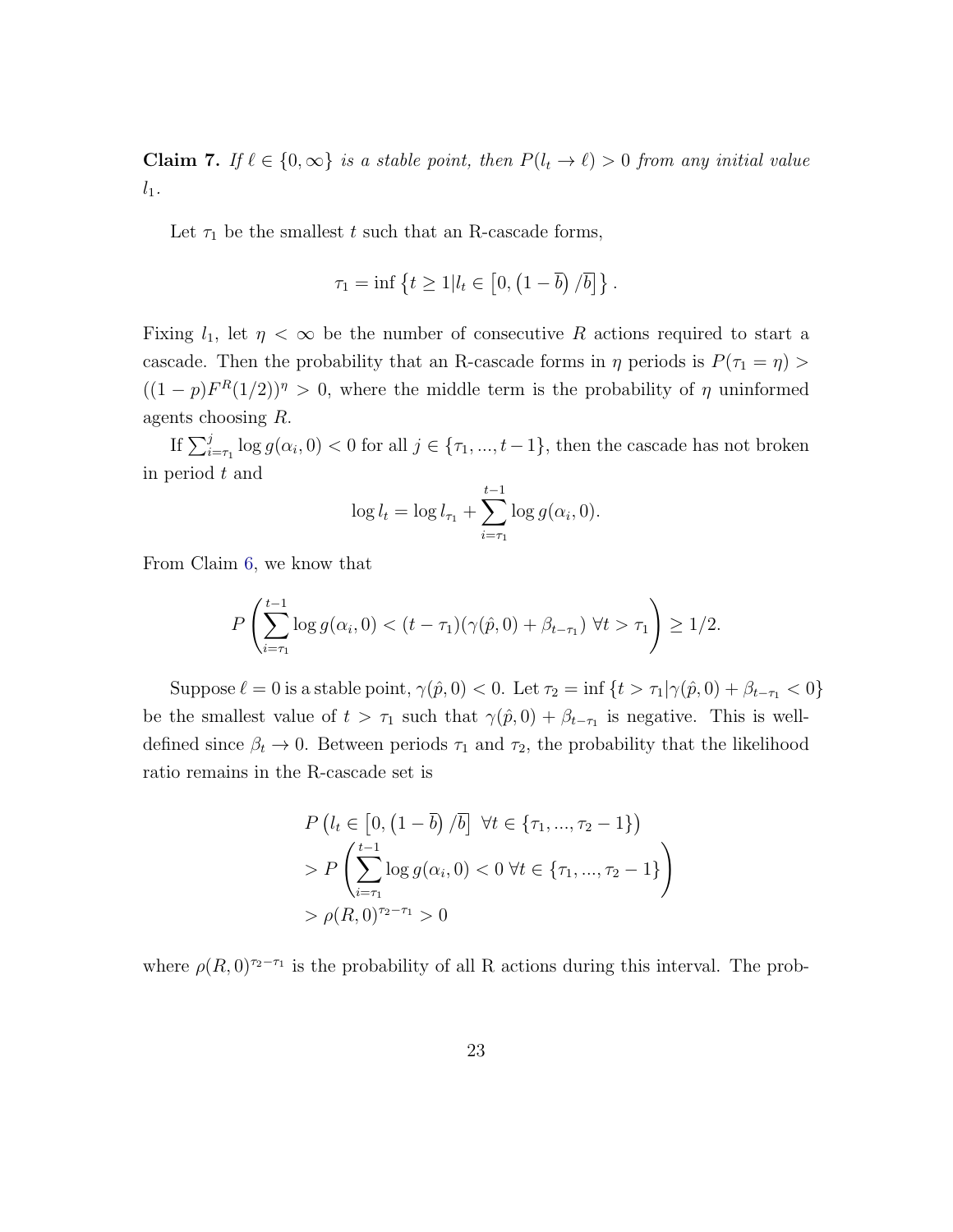**Claim 7.** *If $\ell \in \{0, \infty\}$ is a stable point, then $P(l_t \to \ell) > 0$ from any initial value $l_1$.*

Let $\tau_1$ be the smallest $t$ such that an R-cascade forms,

$$\tau_1 = \inf \left\{ t \geq 1 | l_t \in \left[0, \left(1 - \overline{b}\right) / \overline{b}\right] \right\}.$$

Fixing $l_1$, let $\eta < \infty$ be the number of consecutive $R$ actions required to start a cascade. Then the probability that an R-cascade forms in $\eta$ periods is $P(\tau_1 = \eta) > ((1-p)F^R(1/2))^\eta > 0$, where the middle term is the probability of $\eta$ uninformed agents choosing $R$.

If $\sum_{i=\tau_1}^{j} \log g(\alpha_i, 0) < 0$ for all $j \in \{\tau_1, ..., t-1\}$, then the cascade has not broken in period $t$ and

$$\log l_t = \log l_{\tau_1} + \sum_{i=\tau_1}^{t-1} \log g(\alpha_i, 0).$$

From Claim 6, we know that

$$P\left( \sum_{i=\tau_1}^{t-1} \log g(\alpha_i, 0) < (t - \tau_1)(\gamma(\hat{p}, 0) + \beta_{t-\tau_1}) \ \forall t > \tau_1 \right) \geq 1/2.$$

Suppose $\ell = 0$ is a stable point, $\gamma(\hat{p}, 0) < 0$. Let $\tau_2 = \inf \{ t > \tau_1 | \gamma(\hat{p}, 0) + \beta_{t-\tau_1} < 0 \}$ be the smallest value of $t > \tau_1$ such that $\gamma(\hat{p}, 0) + \beta_{t-\tau_1}$ is negative. This is well-defined since $\beta_t \to 0$. Between periods $\tau_1$ and $\tau_2$, the probability that the likelihood ratio remains in the R-cascade set is

$$\begin{aligned}
&P\left(l_t \in \left[0, \left(1 - \overline{b}\right) / \overline{b}\right] \ \ \forall t \in \{\tau_1, ..., \tau_2 - 1\}\right) \\
&> P\left( \sum_{i=\tau_1}^{t-1} \log g(\alpha_i, 0) < 0 \ \forall t \in \{\tau_1, ..., \tau_2 - 1\} \right) \\
&> \rho(R, 0)^{\tau_2 - \tau_1} > 0
\end{aligned}$$

where $\rho(R, 0)^{\tau_2 - \tau_1}$ is the probability of all R actions during this interval. The prob-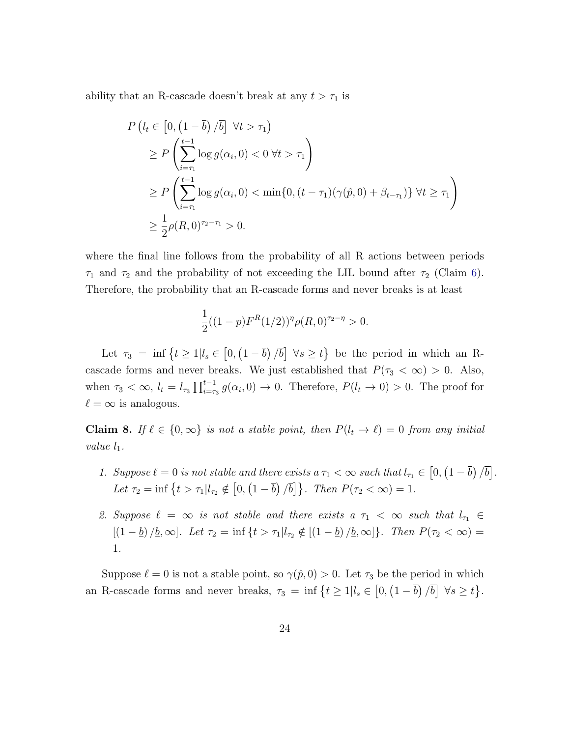ability that an R-cascade doesn't break at any $t > \tau_1$ is

$$
\begin{aligned}
P & \left(l_t \in \left[0, \left(1-\overline{b}\right)/\overline{b}\right] \ \forall t > \tau_1\right) \\
& \geq P\left(\sum_{i=\tau_1}^{t-1} \log g(\alpha_i, 0) < 0 \ \forall t > \tau_1\right) \\
& \geq P\left(\sum_{i=\tau_1}^{t-1} \log g(\alpha_i, 0) < \min\{0, (t-\tau_1)(\gamma(\hat{p}, 0) + \beta_{t-\tau_1})\} \ \forall t \geq \tau_1\right) \\
& \geq \frac{1}{2}\rho(R, 0)^{\tau_2 - \tau_1} > 0.
\end{aligned}
$$

where the final line follows from the probability of all R actions between periods $\tau_1$ and $\tau_2$ and the probability of not exceeding the LIL bound after $\tau_2$ (Claim 6). Therefore, the probability that an R-cascade forms and never breaks is at least

$$
\frac{1}{2}((1-p)F^R(1/2))^{\eta}\rho(R, 0)^{\tau_2 - \eta} > 0.
$$

Let $\tau_3 = \inf\left\{t \geq 1 | l_s \in \left[0, \left(1-\overline{b}\right)/\overline{b}\right] \ \forall s \geq t\right\}$ be the period in which an R-cascade forms and never breaks. We just established that $P(\tau_3 < \infty) > 0$. Also, when $\tau_3 < \infty$, $l_t = l_{\tau_3} \prod_{i=\tau_3}^{t-1} g(\alpha_i, 0) \to 0$. Therefore, $P(l_t \to 0) > 0$. The proof for $\ell = \infty$ is analogous.

**Claim 8.** *If $\ell \in \{0, \infty\}$ is not a stable point, then $P(l_t \to \ell) = 0$ from any initial value $l_1$.*

1. *Suppose $\ell = 0$ is not stable and there exists a $\tau_1 < \infty$ such that $l_{\tau_1} \in \left[0, \left(1-\overline{b}\right)/\overline{b}\right]$. Let $\tau_2 = \inf\left\{t > \tau_1 | l_{\tau_2} \notin \left[0, \left(1-\overline{b}\right)/\overline{b}\right]\right\}$. Then $P(\tau_2 < \infty) = 1$.*

2. *Suppose $\ell = \infty$ is not stable and there exists a $\tau_1 < \infty$ such that $l_{\tau_1} \in [(1-\underline{b})/\underline{b}, \infty]$. Let $\tau_2 = \inf\{t > \tau_1 | l_{\tau_2} \notin [(1-\underline{b})/\underline{b}, \infty]\}$. Then $P(\tau_2 < \infty) = 1$.*

Suppose $\ell = 0$ is not a stable point, so $\gamma(\hat{p}, 0) > 0$. Let $\tau_3$ be the period in which an R-cascade forms and never breaks, $\tau_3 = \inf\left\{t \geq 1 | l_s \in \left[0, \left(1-\overline{b}\right)/\overline{b}\right] \ \forall s \geq t\right\}$.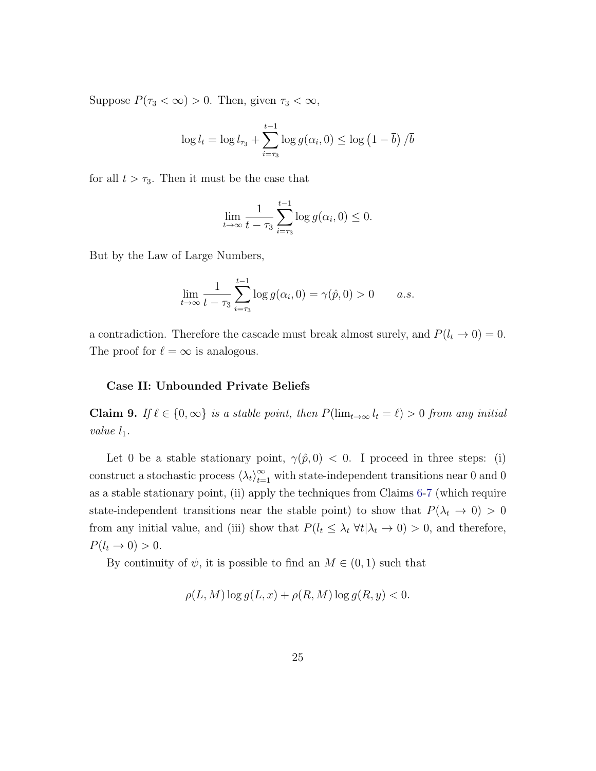Suppose $P(\tau_3 < \infty) > 0$. Then, given $\tau_3 < \infty$,

$$\log l_t = \log l_{\tau_3} + \sum_{i=\tau_3}^{t-1} \log g(\alpha_i, 0) \leq \log \left(1 - \overline{b}\right) / \overline{b}$$

for all $t > \tau_3$. Then it must be the case that

$$\lim_{t \to \infty} \frac{1}{t - \tau_3} \sum_{i=\tau_3}^{t-1} \log g(\alpha_i, 0) \leq 0.$$

But by the Law of Large Numbers,

$$\lim_{t \to \infty} \frac{1}{t - \tau_3} \sum_{i=\tau_3}^{t-1} \log g(\alpha_i, 0) = \gamma(\hat{p}, 0) > 0 \qquad a.s.$$

a contradiction. Therefore the cascade must break almost surely, and $P(l_t \to 0) = 0$. The proof for $\ell = \infty$ is analogous.

**Case II: Unbounded Private Beliefs**

**Claim 9.** *If $\ell \in \{0, \infty\}$ is a stable point, then $P(\lim_{t\to\infty} l_t = \ell) > 0$ from any initial value $l_1$.*

Let 0 be a stable stationary point, $\gamma(\hat{p}, 0) < 0$. I proceed in three steps: (i) construct a stochastic process $\langle \lambda_t \rangle_{t=1}^{\infty}$ with state-independent transitions near 0 and 0 as a stable stationary point, (ii) apply the techniques from Claims 6-7 (which require state-independent transitions near the stable point) to show that $P(\lambda_t \to 0) > 0$ from any initial value, and (iii) show that $P(l_t \leq \lambda_t \ \forall t | \lambda_t \to 0) > 0$, and therefore, $P(l_t \to 0) > 0$.

By continuity of $\psi$, it is possible to find an $M \in (0, 1)$ such that

$$\rho(L, M) \log g(L, x) + \rho(R, M) \log g(R, y) < 0.$$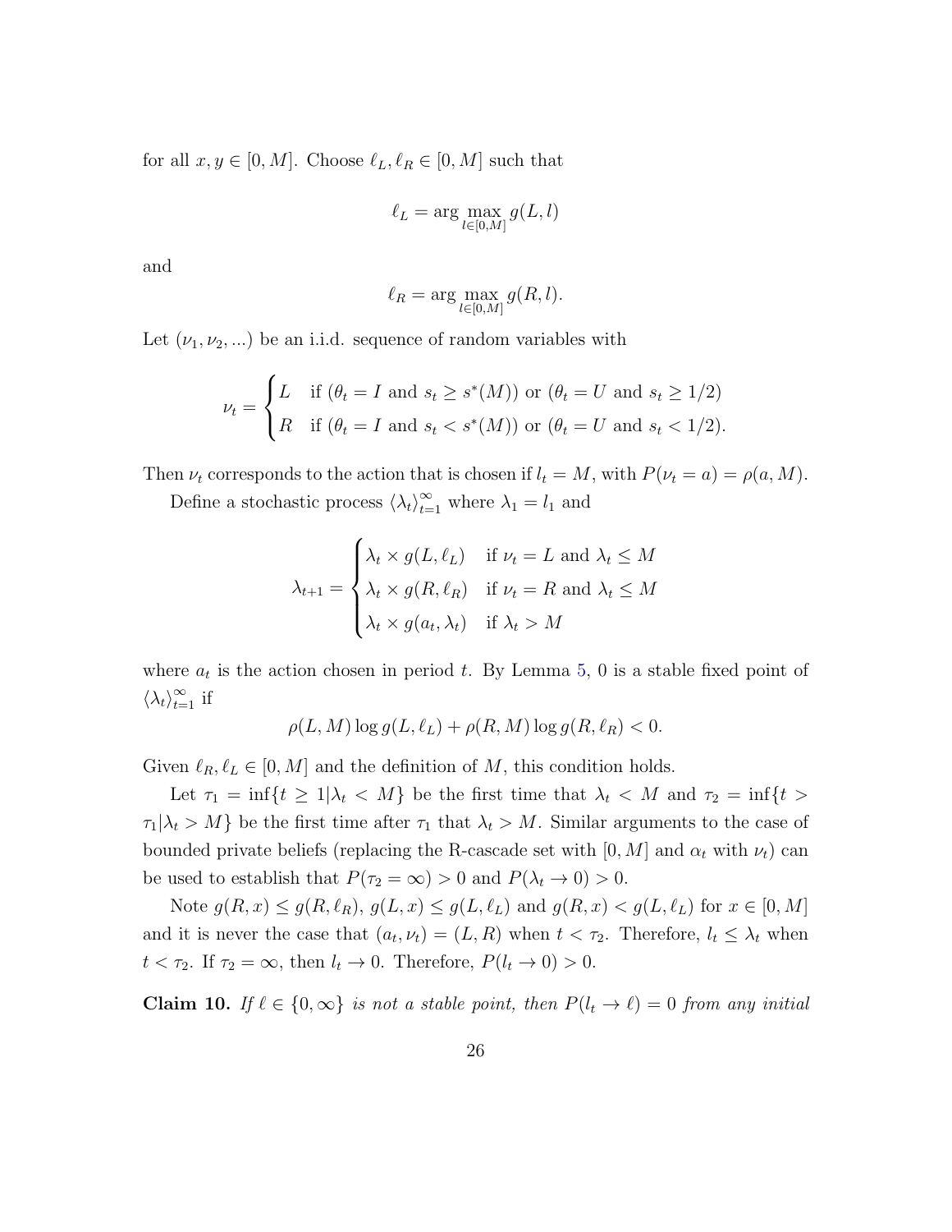for all $x, y \in [0, M]$. Choose $\ell_L, \ell_R \in [0, M]$ such that

$$\ell_L = \arg\max_{l \in [0,M]} g(L, l)$$

and

$$\ell_R = \arg\max_{l \in [0,M]} g(R, l).$$

Let $(\nu_1, \nu_2, ...)$ be an i.i.d. sequence of random variables with

$$\nu_t = \begin{cases} L & \text{if } (\theta_t = I \text{ and } s_t \geq s^*(M)) \text{ or } (\theta_t = U \text{ and } s_t \geq 1/2) \\ R & \text{if } (\theta_t = I \text{ and } s_t < s^*(M)) \text{ or } (\theta_t = U \text{ and } s_t < 1/2). \end{cases}$$

Then $\nu_t$ corresponds to the action that is chosen if $l_t = M$, with $P(\nu_t = a) = \rho(a, M)$.

Define a stochastic process $\langle \lambda_t \rangle_{t=1}^{\infty}$ where $\lambda_1 = l_1$ and

$$\lambda_{t+1} = \begin{cases} \lambda_t \times g(L, \ell_L) & \text{if } \nu_t = L \text{ and } \lambda_t \leq M \\ \lambda_t \times g(R, \ell_R) & \text{if } \nu_t = R \text{ and } \lambda_t \leq M \\ \lambda_t \times g(a_t, \lambda_t) & \text{if } \lambda_t > M \end{cases}$$

where $a_t$ is the action chosen in period $t$. By Lemma 5, 0 is a stable fixed point of $\langle \lambda_t \rangle_{t=1}^{\infty}$ if

$$\rho(L, M) \log g(L, \ell_L) + \rho(R, M) \log g(R, \ell_R) < 0.$$

Given $\ell_R, \ell_L \in [0, M]$ and the definition of $M$, this condition holds.

Let $\tau_1 = \inf\{t \geq 1 | \lambda_t < M\}$ be the first time that $\lambda_t < M$ and $\tau_2 = \inf\{t > \tau_1 | \lambda_t > M\}$ be the first time after $\tau_1$ that $\lambda_t > M$. Similar arguments to the case of bounded private beliefs (replacing the R-cascade set with $[0, M]$ and $\alpha_t$ with $\nu_t$) can be used to establish that $P(\tau_2 = \infty) > 0$ and $P(\lambda_t \to 0) > 0$.

Note $g(R, x) \leq g(R, \ell_R)$, $g(L, x) \leq g(L, \ell_L)$ and $g(R, x) < g(L, \ell_L)$ for $x \in [0, M]$ and it is never the case that $(a_t, \nu_t) = (L, R)$ when $t < \tau_2$. Therefore, $l_t \leq \lambda_t$ when $t < \tau_2$. If $\tau_2 = \infty$, then $l_t \to 0$. Therefore, $P(l_t \to 0) > 0$.

**Claim 10.** *If $\ell \in \{0, \infty\}$ is not a stable point, then $P(l_t \to \ell) = 0$ from any initial*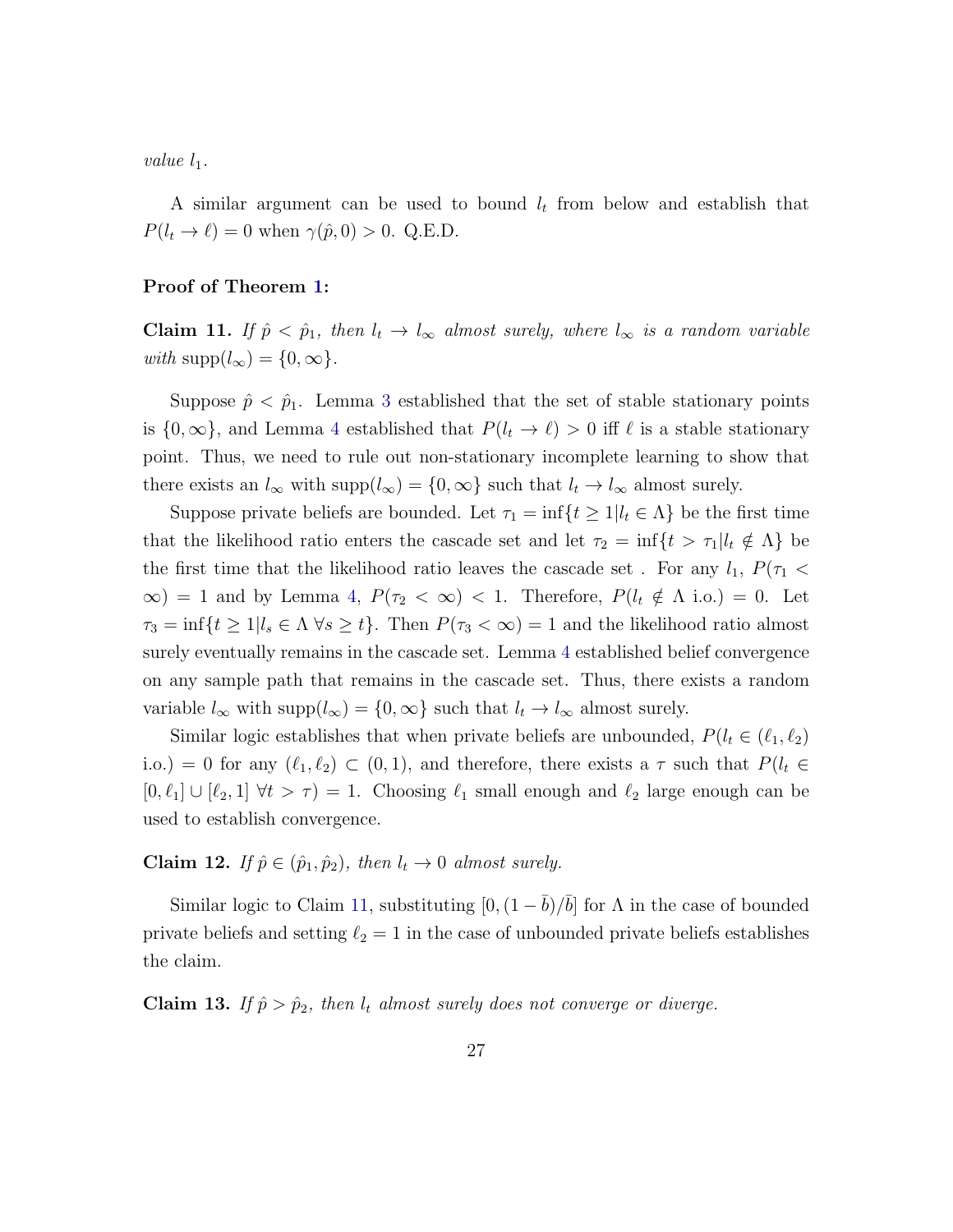*value* $l_1$.

A similar argument can be used to bound $l_t$ from below and establish that $P(l_t \to \ell) = 0$ when $\gamma(\hat{p}, 0) > 0$. Q.E.D.

**Proof of Theorem 1:**

**Claim 11.** *If* $\hat{p} < \hat{p}_1$*, then* $l_t \to l_\infty$ *almost surely, where* $l_\infty$ *is a random variable with* $\text{supp}(l_\infty) = \{0, \infty\}$*.*

Suppose $\hat{p} < \hat{p}_1$. Lemma 3 established that the set of stable stationary points is $\{0, \infty\}$, and Lemma 4 established that $P(l_t \to \ell) > 0$ iff $\ell$ is a stable stationary point. Thus, we need to rule out non-stationary incomplete learning to show that there exists an $l_\infty$ with $\text{supp}(l_\infty) = \{0, \infty\}$ such that $l_t \to l_\infty$ almost surely.

Suppose private beliefs are bounded. Let $\tau_1 = \inf\{t \geq 1 | l_t \in \Lambda\}$ be the first time that the likelihood ratio enters the cascade set and let $\tau_2 = \inf\{t > \tau_1 | l_t \notin \Lambda\}$ be the first time that the likelihood ratio leaves the cascade set . For any $l_1$, $P(\tau_1 < \infty) = 1$ and by Lemma 4, $P(\tau_2 < \infty) < 1$. Therefore, $P(l_t \notin \Lambda \text{ i.o.}) = 0$. Let $\tau_3 = \inf\{t \geq 1 | l_s \in \Lambda \; \forall s \geq t\}$. Then $P(\tau_3 < \infty) = 1$ and the likelihood ratio almost surely eventually remains in the cascade set. Lemma 4 established belief convergence on any sample path that remains in the cascade set. Thus, there exists a random variable $l_\infty$ with $\text{supp}(l_\infty) = \{0, \infty\}$ such that $l_t \to l_\infty$ almost surely.

Similar logic establishes that when private beliefs are unbounded, $P(l_t \in (\ell_1, \ell_2)$ i.o.$) = 0$ for any $(\ell_1, \ell_2) \subset (0, 1)$, and therefore, there exists a $\tau$ such that $P(l_t \in [0, \ell_1] \cup [\ell_2, 1] \; \forall t > \tau) = 1$. Choosing $\ell_1$ small enough and $\ell_2$ large enough can be used to establish convergence.

**Claim 12.** *If* $\hat{p} \in (\hat{p}_1, \hat{p}_2)$*, then* $l_t \to 0$ *almost surely.*

Similar logic to Claim 11, substituting $[0, (1 - \bar{b})/\bar{b}]$ for $\Lambda$ in the case of bounded private beliefs and setting $\ell_2 = 1$ in the case of unbounded private beliefs establishes the claim.

**Claim 13.** *If* $\hat{p} > \hat{p}_2$*, then* $l_t$ *almost surely does not converge or diverge.*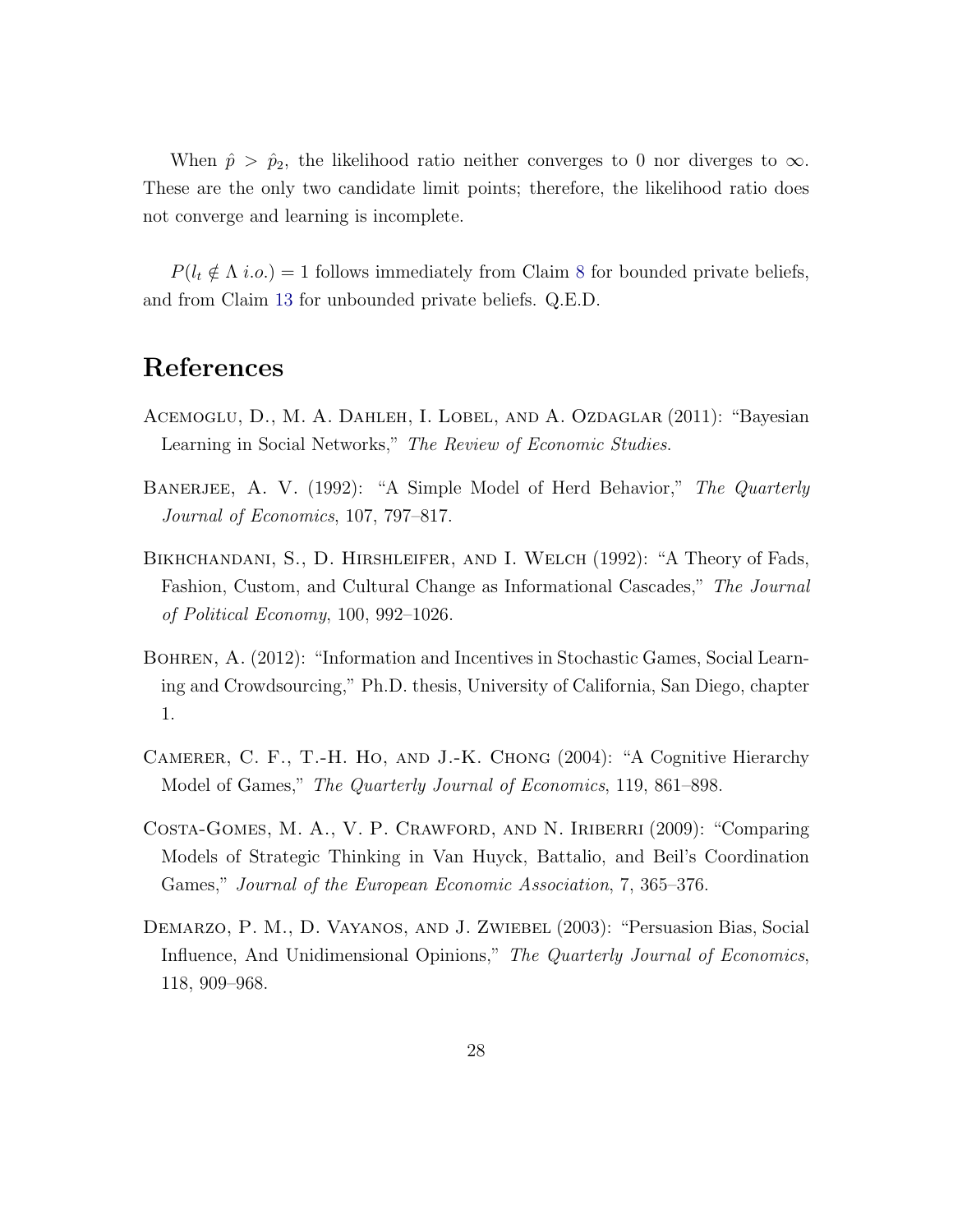When $\hat{p} > \hat{p}_2$, the likelihood ratio neither converges to 0 nor diverges to $\infty$. These are the only two candidate limit points; therefore, the likelihood ratio does not converge and learning is incomplete.

$P(l_t \notin \Lambda \; i.o.) = 1$ follows immediately from Claim 8 for bounded private beliefs, and from Claim 13 for unbounded private beliefs. Q.E.D.

# References

Acemoglu, D., M. A. Dahleh, I. Lobel, and A. Ozdaglar (2011): "Bayesian Learning in Social Networks," *The Review of Economic Studies*.

Banerjee, A. V. (1992): "A Simple Model of Herd Behavior," *The Quarterly Journal of Economics*, 107, 797–817.

Bikhchandani, S., D. Hirshleifer, and I. Welch (1992): "A Theory of Fads, Fashion, Custom, and Cultural Change as Informational Cascades," *The Journal of Political Economy*, 100, 992–1026.

Bohren, A. (2012): "Information and Incentives in Stochastic Games, Social Learning and Crowdsourcing," Ph.D. thesis, University of California, San Diego, chapter 1.

Camerer, C. F., T.-H. Ho, and J.-K. Chong (2004): "A Cognitive Hierarchy Model of Games," *The Quarterly Journal of Economics*, 119, 861–898.

Costa-Gomes, M. A., V. P. Crawford, and N. Iriberri (2009): "Comparing Models of Strategic Thinking in Van Huyck, Battalio, and Beil's Coordination Games," *Journal of the European Economic Association*, 7, 365–376.

Demarzo, P. M., D. Vayanos, and J. Zwiebel (2003): "Persuasion Bias, Social Influence, And Unidimensional Opinions," *The Quarterly Journal of Economics*, 118, 909–968.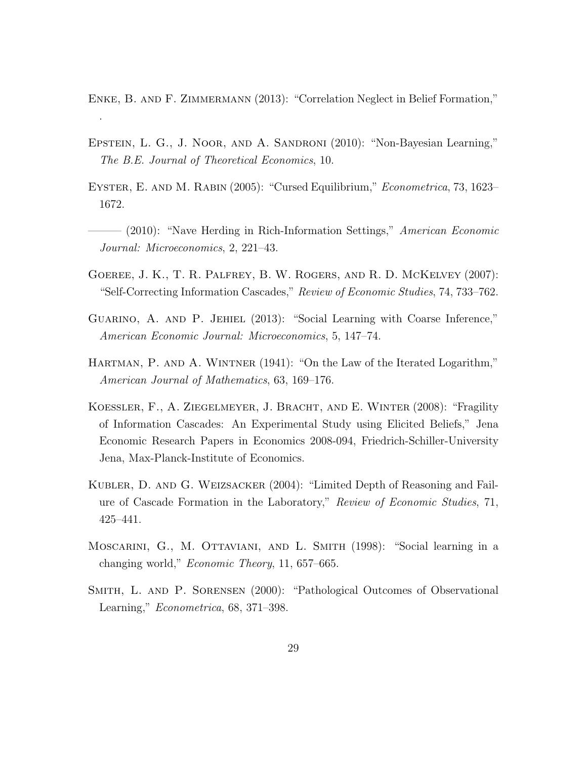Enke, B. and F. Zimmermann (2013): "Correlation Neglect in Belief Formation," .

Epstein, L. G., J. Noor, and A. Sandroni (2010): "Non-Bayesian Learning," *The B.E. Journal of Theoretical Economics*, 10.

Eyster, E. and M. Rabin (2005): "Cursed Equilibrium," *Econometrica*, 73, 1623–1672.

——— (2010): "Nave Herding in Rich-Information Settings," *American Economic Journal: Microeconomics*, 2, 221–43.

Goeree, J. K., T. R. Palfrey, B. W. Rogers, and R. D. McKelvey (2007): "Self-Correcting Information Cascades," *Review of Economic Studies*, 74, 733–762.

Guarino, A. and P. Jehiel (2013): "Social Learning with Coarse Inference," *American Economic Journal: Microeconomics*, 5, 147–74.

Hartman, P. and A. Wintner (1941): "On the Law of the Iterated Logarithm," *American Journal of Mathematics*, 63, 169–176.

Koessler, F., A. Ziegelmeyer, J. Bracht, and E. Winter (2008): "Fragility of Information Cascades: An Experimental Study using Elicited Beliefs," Jena Economic Research Papers in Economics 2008-094, Friedrich-Schiller-University Jena, Max-Planck-Institute of Economics.

Kubler, D. and G. Weizsacker (2004): "Limited Depth of Reasoning and Failure of Cascade Formation in the Laboratory," *Review of Economic Studies*, 71, 425–441.

Moscarini, G., M. Ottaviani, and L. Smith (1998): "Social learning in a changing world," *Economic Theory*, 11, 657–665.

Smith, L. and P. Sorensen (2000): "Pathological Outcomes of Observational Learning," *Econometrica*, 68, 371–398.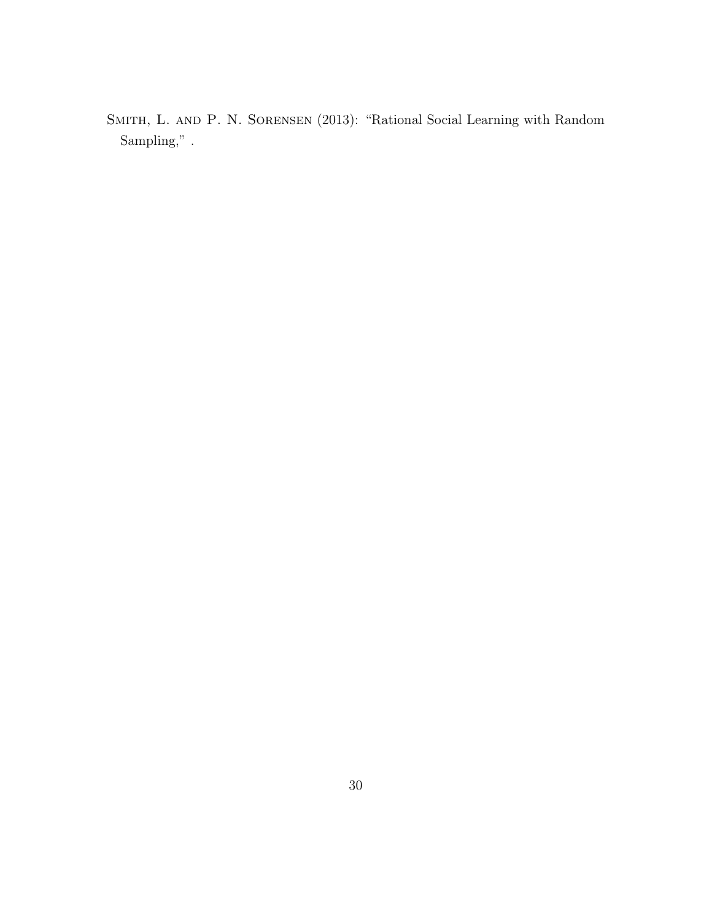Smith, L. and P. N. Sorensen (2013): "Rational Social Learning with Random Sampling," .